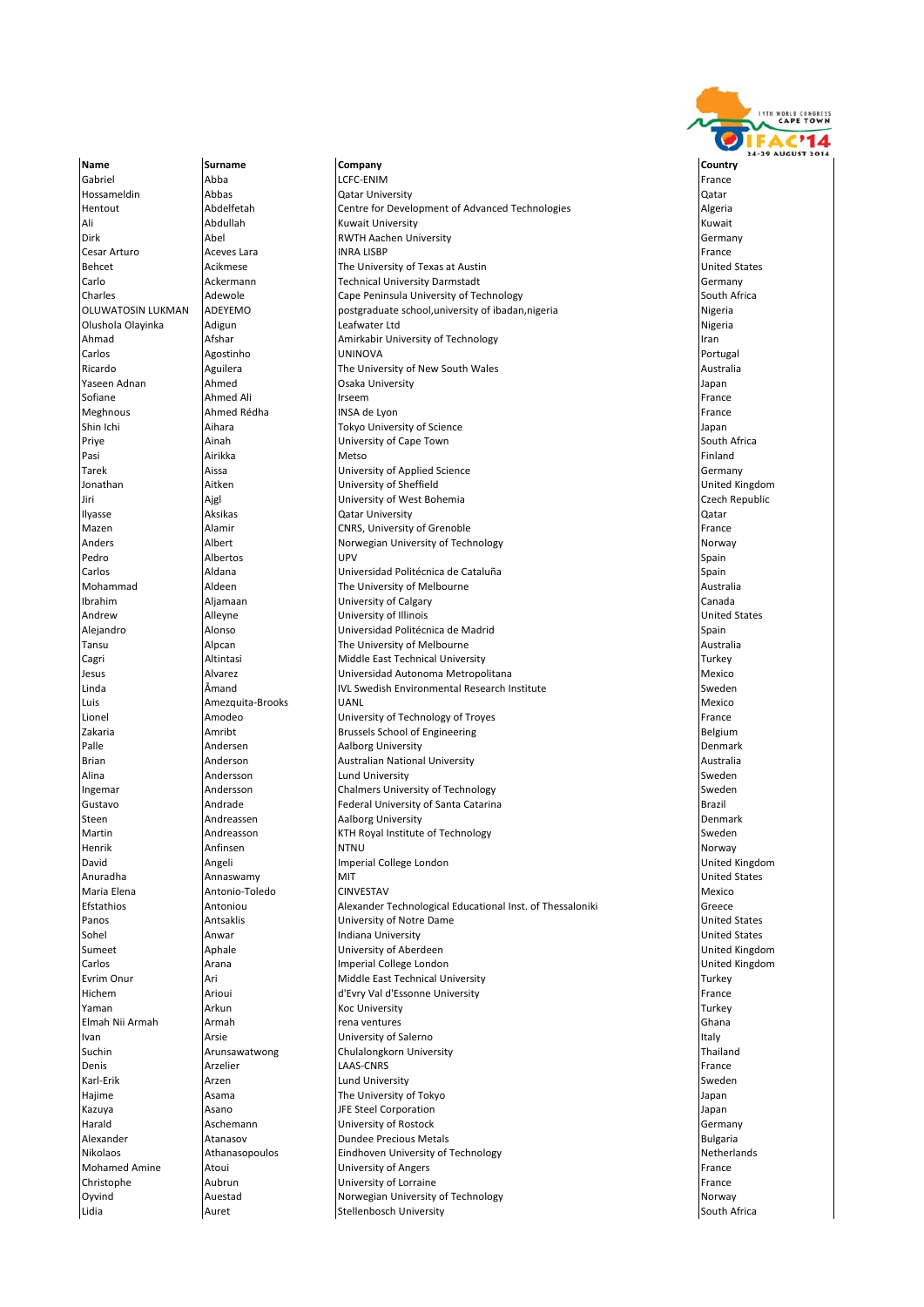| Name | Surname | Company | Country |
| --- | --- | --- | --- |
| Gabriel | Abba | LCFC-ENIM | France |
| Hossameldin | Abbas | Qatar University | Qatar |
| Hentout | Abdelfetah | Centre for Development of Advanced Technologies | Algeria |
| Ali | Abdullah | Kuwait University | Kuwait |
| Dirk | Abel | RWTH Aachen University | Germany |
| Cesar Arturo | Aceves Lara | INRA LISBP | France |
| Behcet | Acikmese | The University of Texas at Austin | United States |
| Carlo | Ackermann | Technical University Darmstadt | Germany |
| Charles | Adewole | Cape Peninsula University of Technology | South Africa |
| OLUWATOSIN LUKMAN | ADEYEMO | postgraduate school,university of ibadan,nigeria | Nigeria |
| Olushola Olayinka | Adigun | Leafwater Ltd | Nigeria |
| Ahmad | Afshar | Amirkabir University of Technology | Iran |
| Carlos | Agostinho | UNINOVA | Portugal |
| Ricardo | Aguilera | The University of New South Wales | Australia |
| Yaseen Adnan | Ahmed | Osaka University | Japan |
| Sofiane | Ahmed Ali | Irseem | France |
| Meghnous | Ahmed Rédha | INSA de Lyon | France |
| Shin Ichi | Aihara | Tokyo University of Science | Japan |
| Priye | Ainah | University of Cape Town | South Africa |
| Pasi | Airikka | Metso | Finland |
| Tarek | Aissa | University of Applied Science | Germany |
| Jonathan | Aitken | University of Sheffield | United Kingdom |
| Jiri | Ajgl | University of West Bohemia | Czech Republic |
| Ilyasse | Aksikas | Qatar University | Qatar |
| Mazen | Alamir | CNRS, University of Grenoble | France |
| Anders | Albert | Norwegian University of Technology | Norway |
| Pedro | Albertos | UPV | Spain |
| Carlos | Aldana | Universidad Politécnica de Cataluña | Spain |
| Mohammad | Aldeen | The University of Melbourne | Australia |
| Ibrahim | Aljamaan | University of Calgary | Canada |
| Andrew | Alleyne | University of Illinois | United States |
| Alejandro | Alonso | Universidad Politécnica de Madrid | Spain |
| Tansu | Alpcan | The University of Melbourne | Australia |
| Cagri | Altintasi | Middle East Technical University | Turkey |
| Jesus | Alvarez | Universidad Autonoma Metropolitana | Mexico |
| Linda | Åmand | IVL Swedish Environmental Research Institute | Sweden |
| Luis | Amezquita-Brooks | UANL | Mexico |
| Lionel | Amodeo | University of Technology of Troyes | France |
| Zakaria | Amribt | Brussels School of Engineering | Belgium |
| Palle | Andersen | Aalborg University | Denmark |
| Brian | Anderson | Australian National University | Australia |
| Alina | Andersson | Lund University | Sweden |
| Ingemar | Andersson | Chalmers University of Technology | Sweden |
| Gustavo | Andrade | Federal University of Santa Catarina | Brazil |
| Steen | Andreassen | Aalborg University | Denmark |
| Martin | Andreasson | KTH Royal Institute of Technology | Sweden |
| Henrik | Anfinsen | NTNU | Norway |
| David | Angeli | Imperial College London | United Kingdom |
| Anuradha | Annaswamy | MIT | United States |
| Maria Elena | Antonio-Toledo | CINVESTAV | Mexico |
| Efstathios | Antoniou | Alexander Technological Educational Inst. of Thessaloniki | Greece |
| Panos | Antsaklis | University of Notre Dame | United States |
| Sohel | Anwar | Indiana University | United States |
| Sumeet | Aphale | University of Aberdeen | United Kingdom |
| Carlos | Arana | Imperial College London | United Kingdom |
| Evrim Onur | Ari | Middle East Technical University | Turkey |
| Hichem | Arioui | d'Evry Val d'Essonne University | France |
| Yaman | Arkun | Koc University | Turkey |
| Elmah Nii Armah | Armah | rena ventures | Ghana |
| Ivan | Arsie | University of Salerno | Italy |
| Suchin | Arunsawatwong | Chulalongkorn University | Thailand |
| Denis | Arzelier | LAAS-CNRS | France |
| Karl-Erik | Arzen | Lund University | Sweden |
| Hajime | Asama | The University of Tokyo | Japan |
| Kazuya | Asano | JFE Steel Corporation | Japan |
| Harald | Aschemann | University of Rostock | Germany |
| Alexander | Atanasov | Dundee Precious Metals | Bulgaria |
| Nikolaos | Athanasopoulos | Eindhoven University of Technology | Netherlands |
| Mohamed Amine | Atoui | University of Angers | France |
| Christophe | Aubrun | University of Lorraine | France |
| Oyvind | Auestad | Norwegian University of Technology | Norway |
| Lidia | Auret | Stellenbosch University | South Africa |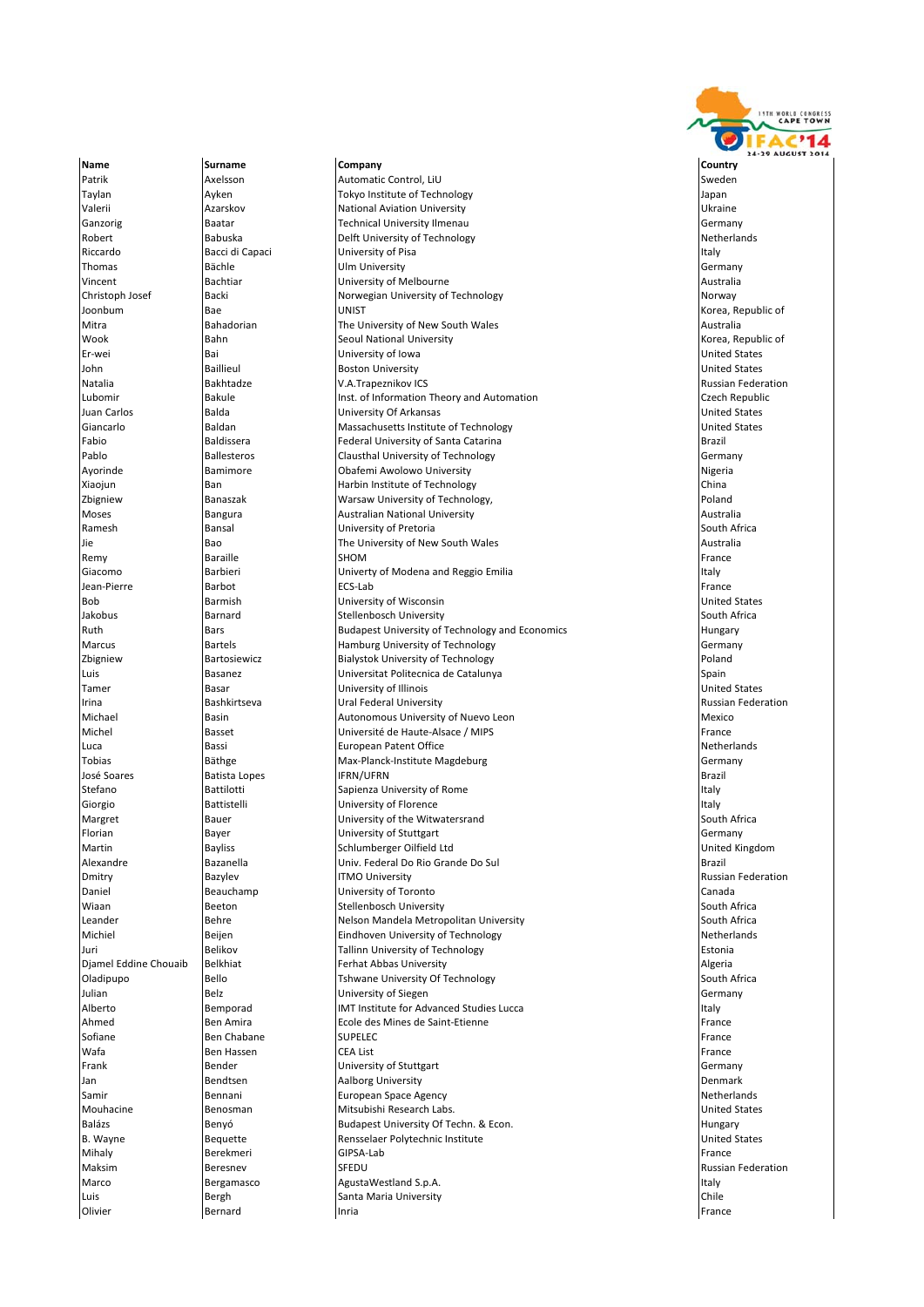| Name | Surname | Company | Country |
|---|---|---|---|
| Patrik | Axelsson | Automatic Control, LiU | Sweden |
| Taylan | Ayken | Tokyo Institute of Technology | Japan |
| Valerii | Azarskov | National Aviation University | Ukraine |
| Ganzorig | Baatar | Technical University Ilmenau | Germany |
| Robert | Babuska | Delft University of Technology | Netherlands |
| Riccardo | Bacci di Capaci | University of Pisa | Italy |
| Thomas | Bächle | Ulm University | Germany |
| Vincent | Bachtiar | University of Melbourne | Australia |
| Christoph Josef | Backi | Norwegian University of Technology | Norway |
| Joonbum | Bae | UNIST | Korea, Republic of |
| Mitra | Bahadorian | The University of New South Wales | Australia |
| Wook | Bahn | Seoul National University | Korea, Republic of |
| Er-wei | Bai | University of Iowa | United States |
| John | Baillieul | Boston University | United States |
| Natalia | Bakhtadze | V.A.Trapeznikov ICS | Russian Federation |
| Lubomir | Bakule | Inst. of Information Theory and Automation | Czech Republic |
| Juan Carlos | Balda | University Of Arkansas | United States |
| Giancarlo | Baldan | Massachusetts Institute of Technology | United States |
| Fabio | Baldissera | Federal University of Santa Catarina | Brazil |
| Pablo | Ballesteros | Clausthal University of Technology | Germany |
| Ayorinde | Bamimore | Obafemi Awolowo University | Nigeria |
| Xiaojun | Ban | Harbin Institute of Technology | China |
| Zbigniew | Banaszak | Warsaw University of Technology, | Poland |
| Moses | Bangura | Australian National University | Australia |
| Ramesh | Bansal | University of Pretoria | South Africa |
| Jie | Bao | The University of New South Wales | Australia |
| Remy | Baraille | SHOM | France |
| Giacomo | Barbieri | Univerty of Modena and Reggio Emilia | Italy |
| Jean-Pierre | Barbot | ECS-Lab | France |
| Bob | Barmish | University of Wisconsin | United States |
| Jakobus | Barnard | Stellenbosch University | South Africa |
| Ruth | Bars | Budapest University of Technology and Economics | Hungary |
| Marcus | Bartels | Hamburg University of Technology | Germany |
| Zbigniew | Bartosiewicz | Bialystok University of Technology | Poland |
| Luis | Basanez | Universitat Politecnica de Catalunya | Spain |
| Tamer | Basar | University of Illinois | United States |
| Irina | Bashkirtseva | Ural Federal University | Russian Federation |
| Michael | Basin | Autonomous University of Nuevo Leon | Mexico |
| Michel | Basset | Université de Haute-Alsace / MIPS | France |
| Luca | Bassi | European Patent Office | Netherlands |
| Tobias | Bäthge | Max-Planck-Institute Magdeburg | Germany |
| José Soares | Batista Lopes | IFRN/UFRN | Brazil |
| Stefano | Battilotti | Sapienza University of Rome | Italy |
| Giorgio | Battistelli | University of Florence | Italy |
| Margret | Bauer | University of the Witwatersrand | South Africa |
| Florian | Bayer | University of Stuttgart | Germany |
| Martin | Bayliss | Schlumberger Oilfield Ltd | United Kingdom |
| Alexandre | Bazanella | Univ. Federal Do Rio Grande Do Sul | Brazil |
| Dmitry | Bazylev | ITMO University | Russian Federation |
| Daniel | Beauchamp | University of Toronto | Canada |
| Wiaan | Beeton | Stellenbosch University | South Africa |
| Leander | Behre | Nelson Mandela Metropolitan University | South Africa |
| Michiel | Beijen | Eindhoven University of Technology | Netherlands |
| Juri | Belikov | Tallinn University of Technology | Estonia |
| Djamel Eddine Chouaib | Belkhiat | Ferhat Abbas University | Algeria |
| Oladipupo | Bello | Tshwane University Of Technology | South Africa |
| Julian | Belz | University of Siegen | Germany |
| Alberto | Bemporad | IMT Institute for Advanced Studies Lucca | Italy |
| Ahmed | Ben Amira | Ecole des Mines de Saint-Etienne | France |
| Sofiane | Ben Chabane | SUPELEC | France |
| Wafa | Ben Hassen | CEA List | France |
| Frank | Bender | University of Stuttgart | Germany |
| Jan | Bendtsen | Aalborg University | Denmark |
| Samir | Bennani | European Space Agency | Netherlands |
| Mouhacine | Benosman | Mitsubishi Research Labs. | United States |
| Balázs | Benyó | Budapest University Of Techn. & Econ. | Hungary |
| B. Wayne | Bequette | Rensselaer Polytechnic Institute | United States |
| Mihaly | Berekmeri | GIPSA-Lab | France |
| Maksim | Beresnev | SFEDU | Russian Federation |
| Marco | Bergamasco | AgustaWestland S.p.A. | Italy |
| Luis | Bergh | Santa Maria University | Chile |
| Olivier | Bernard | Inria | France |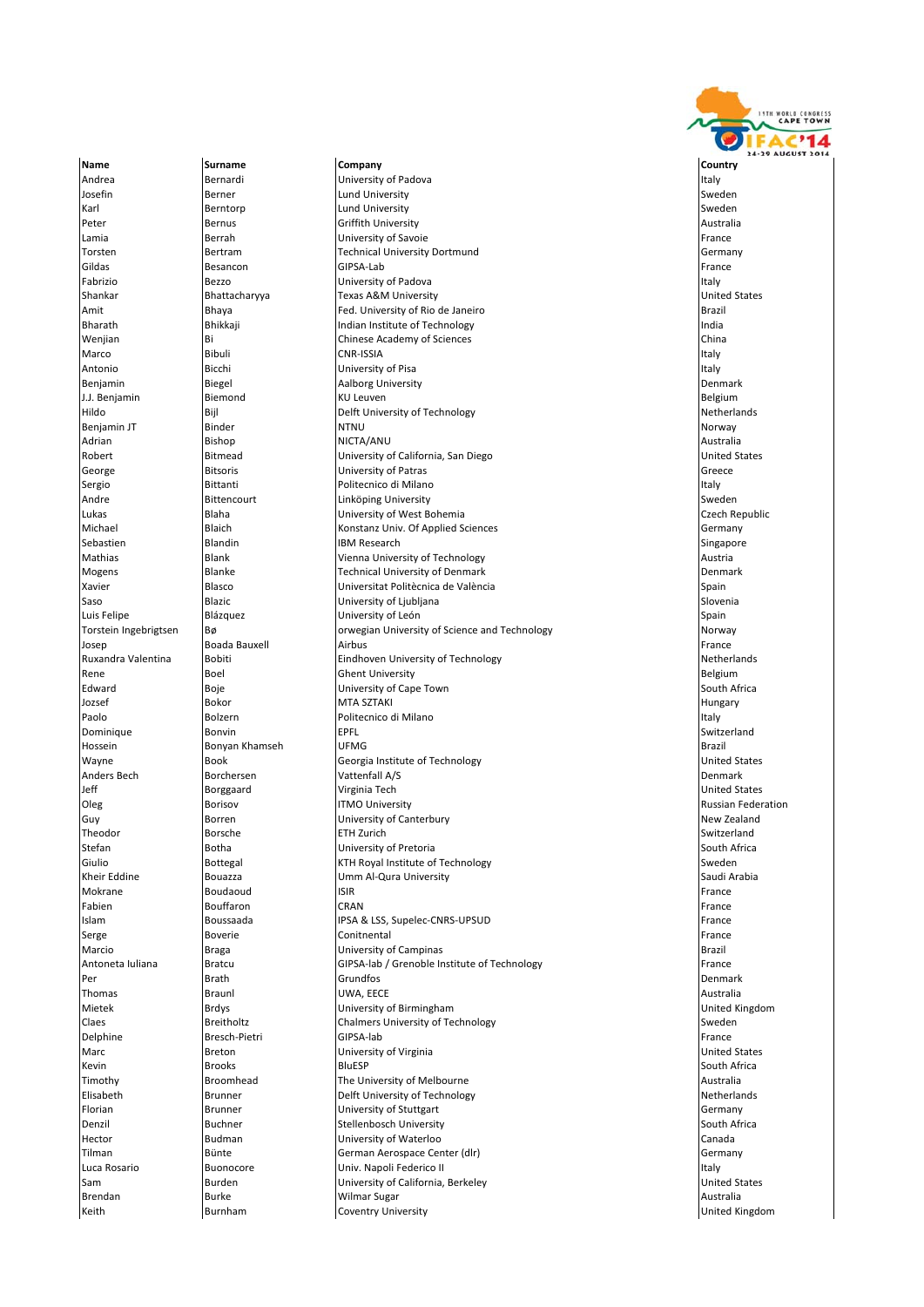| Name | Surname | Company | Country |
|---|---|---|---|
| Andrea | Bernardi | University of Padova | Italy |
| Josefin | Berner | Lund University | Sweden |
| Karl | Berntorp | Lund University | Sweden |
| Peter | Bernus | Griffith University | Australia |
| Lamia | Berrah | University of Savoie | France |
| Torsten | Bertram | Technical University Dortmund | Germany |
| Gildas | Besancon | GIPSA-Lab | France |
| Fabrizio | Bezzo | University of Padova | Italy |
| Shankar | Bhattacharyya | Texas A&M University | United States |
| Amit | Bhaya | Fed. University of Rio de Janeiro | Brazil |
| Bharath | Bhikkaji | Indian Institute of Technology | India |
| Wenjian | Bi | Chinese Academy of Sciences | China |
| Marco | Bibuli | CNR-ISSIA | Italy |
| Antonio | Bicchi | University of Pisa | Italy |
| Benjamin | Biegel | Aalborg University | Denmark |
| J.J. Benjamin | Biemond | KU Leuven | Belgium |
| Hildo | Bijl | Delft University of Technology | Netherlands |
| Benjamin JT | Binder | NTNU | Norway |
| Adrian | Bishop | NICTA/ANU | Australia |
| Robert | Bitmead | University of California, San Diego | United States |
| George | Bitsoris | University of Patras | Greece |
| Sergio | Bittanti | Politecnico di Milano | Italy |
| Andre | Bittencourt | Linköping University | Sweden |
| Lukas | Blaha | University of West Bohemia | Czech Republic |
| Michael | Blaich | Konstanz Univ. Of Applied Sciences | Germany |
| Sebastien | Blandin | IBM Research | Singapore |
| Mathias | Blank | Vienna University of Technology | Austria |
| Mogens | Blanke | Technical University of Denmark | Denmark |
| Xavier | Blasco | Universitat Politècnica de València | Spain |
| Saso | Blazic | University of Ljubljana | Slovenia |
| Luis Felipe | Blázquez | University of León | Spain |
| Torstein Ingebrigtsen | Bø | orwegian University of Science and Technology | Norway |
| Josep | Boada Bauxell | Airbus | France |
| Ruxandra Valentina | Bobiti | Eindhoven University of Technology | Netherlands |
| Rene | Boel | Ghent University | Belgium |
| Edward | Boje | University of Cape Town | South Africa |
| Jozsef | Bokor | MTA SZTAKI | Hungary |
| Paolo | Bolzern | Politecnico di Milano | Italy |
| Dominique | Bonvin | EPFL | Switzerland |
| Hossein | Bonyan Khamseh | UFMG | Brazil |
| Wayne | Book | Georgia Institute of Technology | United States |
| Anders Bech | Borchersen | Vattenfall A/S | Denmark |
| Jeff | Borggaard | Virginia Tech | United States |
| Oleg | Borisov | ITMO University | Russian Federation |
| Guy | Borren | University of Canterbury | New Zealand |
| Theodor | Borsche | ETH Zurich | Switzerland |
| Stefan | Botha | University of Pretoria | South Africa |
| Giulio | Bottegal | KTH Royal Institute of Technology | Sweden |
| Kheir Eddine | Bouazza | Umm Al-Qura University | Saudi Arabia |
| Mokrane | Boudaoud | ISIR | France |
| Fabien | Bouffaron | CRAN | France |
| Islam | Boussaada | IPSA & LSS, Supelec-CNRS-UPSUD | France |
| Serge | Boverie | Conitnental | France |
| Marcio | Braga | University of Campinas | Brazil |
| Antoneta Iuliana | Bratcu | GIPSA-lab / Grenoble Institute of Technology | France |
| Per | Brath | Grundfos | Denmark |
| Thomas | Braunl | UWA, EECE | Australia |
| Mietek | Brdys | University of Birmingham | United Kingdom |
| Claes | Breitholtz | Chalmers University of Technology | Sweden |
| Delphine | Bresch-Pietri | GIPSA-lab | France |
| Marc | Breton | University of Virginia | United States |
| Kevin | Brooks | BluESP | South Africa |
| Timothy | Broomhead | The University of Melbourne | Australia |
| Elisabeth | Brunner | Delft University of Technology | Netherlands |
| Florian | Brunner | University of Stuttgart | Germany |
| Denzil | Buchner | Stellenbosch University | South Africa |
| Hector | Budman | University of Waterloo | Canada |
| Tilman | Bünte | German Aerospace Center (dlr) | Germany |
| Luca Rosario | Buonocore | Univ. Napoli Federico II | Italy |
| Sam | Burden | University of California, Berkeley | United States |
| Brendan | Burke | Wilmar Sugar | Australia |
| Keith | Burnham | Coventry University | United Kingdom |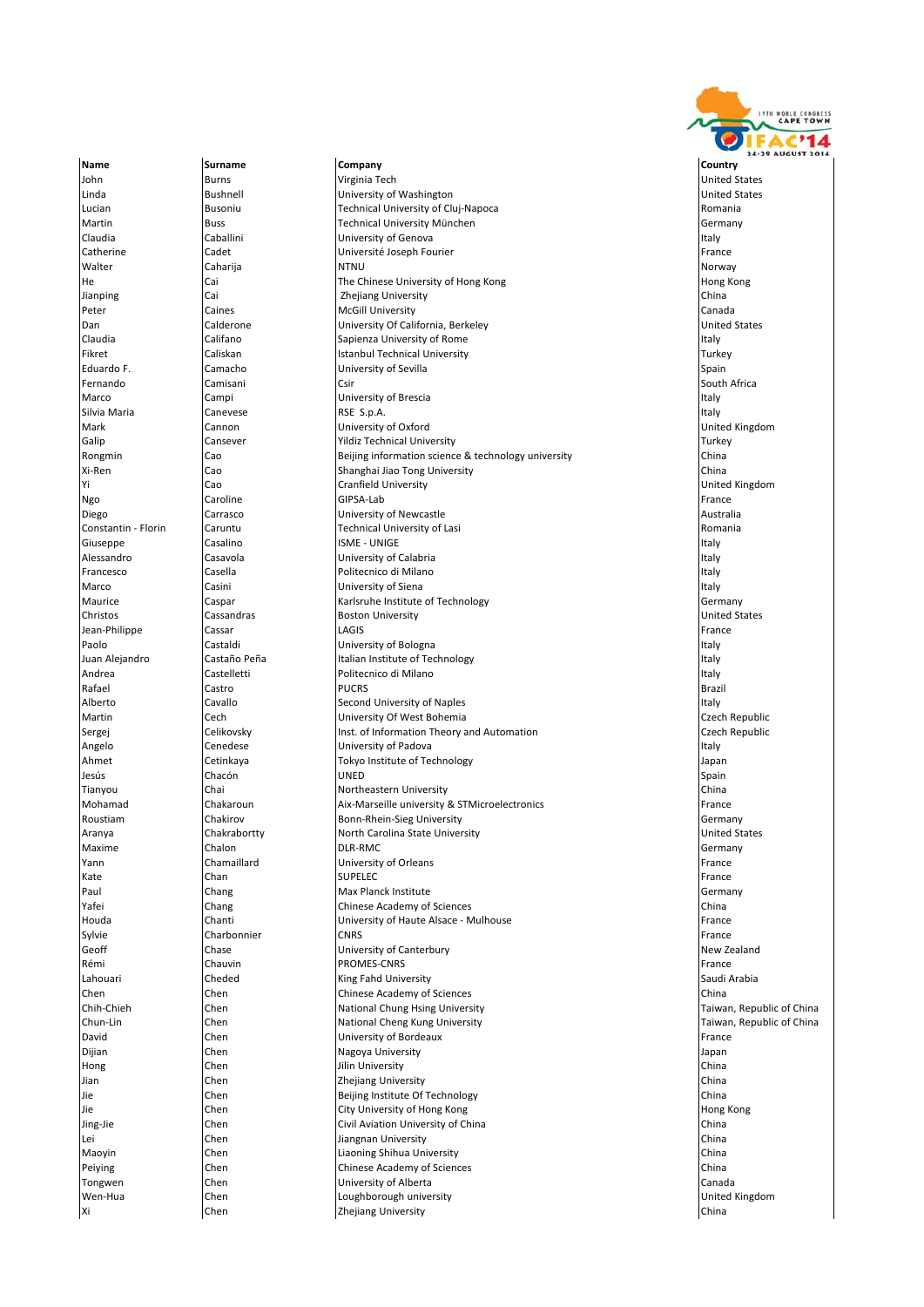| Name | Surname | Company | Country |
|---|---|---|---|
| John | Burns | Virginia Tech | United States |
| Linda | Bushnell | University of Washington | United States |
| Lucian | Busoniu | Technical University of Cluj-Napoca | Romania |
| Martin | Buss | Technical University München | Germany |
| Claudia | Caballini | University of Genova | Italy |
| Catherine | Cadet | Université Joseph Fourier | France |
| Walter | Caharija | NTNU | Norway |
| He | Cai | The Chinese University of Hong Kong | Hong Kong |
| Jianping | Cai | Zhejiang University | China |
| Peter | Caines | McGill University | Canada |
| Dan | Calderone | University Of California, Berkeley | United States |
| Claudia | Califano | Sapienza University of Rome | Italy |
| Fikret | Caliskan | Istanbul Technical University | Turkey |
| Eduardo F. | Camacho | University of Sevilla | Spain |
| Fernando | Camisani | Csir | South Africa |
| Marco | Campi | University of Brescia | Italy |
| Silvia Maria | Canevese | RSE S.p.A. | Italy |
| Mark | Cannon | University of Oxford | United Kingdom |
| Galip | Cansever | Yildiz Technical University | Turkey |
| Rongmin | Cao | Beijing information science & technology university | China |
| Xi-Ren | Cao | Shanghai Jiao Tong University | China |
| Yi | Cao | Cranfield University | United Kingdom |
| Ngo | Caroline | GIPSA-Lab | France |
| Diego | Carrasco | University of Newcastle | Australia |
| Constantin - Florin | Caruntu | Technical University of Lasi | Romania |
| Giuseppe | Casalino | ISME - UNIGE | Italy |
| Alessandro | Casavola | University of Calabria | Italy |
| Francesco | Casella | Politecnico di Milano | Italy |
| Marco | Casini | University of Siena | Italy |
| Maurice | Caspar | Karlsruhe Institute of Technology | Germany |
| Christos | Cassandras | Boston University | United States |
| Jean-Philippe | Cassar | LAGIS | France |
| Paolo | Castaldi | University of Bologna | Italy |
| Juan Alejandro | Castaño Peña | Italian Institute of Technology | Italy |
| Andrea | Castelletti | Politecnico di Milano | Italy |
| Rafael | Castro | PUCRS | Brazil |
| Alberto | Cavallo | Second University of Naples | Italy |
| Martin | Cech | University Of West Bohemia | Czech Republic |
| Sergej | Celikovsky | Inst. of Information Theory and Automation | Czech Republic |
| Angelo | Cenedese | University of Padova | Italy |
| Ahmet | Cetinkaya | Tokyo Institute of Technology | Japan |
| Jesús | Chacón | UNED | Spain |
| Tianyou | Chai | Northeastern University | China |
| Mohamad | Chakaroun | Aix-Marseille university & STMicroelectronics | France |
| Roustiam | Chakirov | Bonn-Rhein-Sieg University | Germany |
| Aranya | Chakrabortty | North Carolina State University | United States |
| Maxime | Chalon | DLR-RMC | Germany |
| Yann | Chamaillard | University of Orleans | France |
| Kate | Chan | SUPELEC | France |
| Paul | Chang | Max Planck Institute | Germany |
| Yafei | Chang | Chinese Academy of Sciences | China |
| Houda | Chanti | University of Haute Alsace - Mulhouse | France |
| Sylvie | Charbonnier | CNRS | France |
| Geoff | Chase | University of Canterbury | New Zealand |
| Rémi | Chauvin | PROMES-CNRS | France |
| Lahouari | Cheded | King Fahd University | Saudi Arabia |
| Chen | Chen | Chinese Academy of Sciences | China |
| Chih-Chieh | Chen | National Chung Hsing University | Taiwan, Republic of China |
| Chun-Lin | Chen | National Cheng Kung University | Taiwan, Republic of China |
| David | Chen | University of Bordeaux | France |
| Dijian | Chen | Nagoya University | Japan |
| Hong | Chen | Jilin University | China |
| Jian | Chen | Zhejiang University | China |
| Jie | Chen | Beijing Institute Of Technology | China |
| Jie | Chen | City University of Hong Kong | Hong Kong |
| Jing-Jie | Chen | Civil Aviation University of China | China |
| Lei | Chen | Jiangnan University | China |
| Maoyin | Chen | Liaoning Shihua University | China |
| Peiying | Chen | Chinese Academy of Sciences | China |
| Tongwen | Chen | University of Alberta | Canada |
| Wen-Hua | Chen | Loughborough university | United Kingdom |
| Xi | Chen | Zhejiang University | China |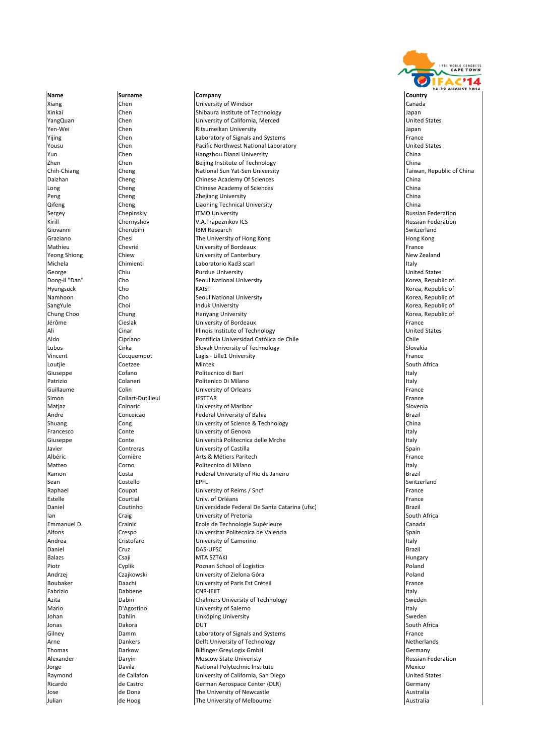| Name | Surname | Company | Country |
|---|---|---|---|
| Xiang | Chen | University of Windsor | Canada |
| Xinkai | Chen | Shibaura Institute of Technology | Japan |
| YangQuan | Chen | University of California, Merced | United States |
| Yen-Wei | Chen | Ritsumeikan University | Japan |
| Yijing | Chen | Laboratory of Signals and Systems | France |
| Yousu | Chen | Pacific Northwest National Laboratory | United States |
| Yun | Chen | Hangzhou Dianzi University | China |
| Zhen | Chen | Beijing Institute of Technology | China |
| Chih-Chiang | Cheng | National Sun Yat-Sen University | Taiwan, Republic of China |
| Daizhan | Cheng | Chinese Academy Of Sciences | China |
| Long | Cheng | Chinese Academy of Sciences | China |
| Peng | Cheng | Zhejiang University | China |
| Qifeng | Cheng | Liaoning Technical University | China |
| Sergey | Chepinskiy | ITMO University | Russian Federation |
| Kirill | Chernyshov | V.A.Trapeznikov ICS | Russian Federation |
| Giovanni | Cherubini | IBM Research | Switzerland |
| Graziano | Chesi | The University of Hong Kong | Hong Kong |
| Mathieu | Chevrié | University of Bordeaux | France |
| Yeong Shiong | Chiew | University of Canterbury | New Zealand |
| Michela | Chimienti | Laboratorio Kad3 scarl | Italy |
| George | Chiu | Purdue University | United States |
| Dong-Il "Dan" | Cho | Seoul National University | Korea, Republic of |
| Hyungsuck | Cho | KAIST | Korea, Republic of |
| Namhoon | Cho | Seoul National University | Korea, Republic of |
| SangYule | Choi | Induk University | Korea, Republic of |
| Chung Choo | Chung | Hanyang University | Korea, Republic of |
| Jérôme | Cieslak | University of Bordeaux | France |
| Ali | Cinar | Illinois Institute of Technology | United States |
| Aldo | Cipriano | Pontificia Universidad Católica de Chile | Chile |
| Lubos | Cirka | Slovak University of Technology | Slovakia |
| Vincent | Cocquempot | Lagis - Lille1 University | France |
| Loutjie | Coetzee | Mintek | South Africa |
| Giuseppe | Cofano | Politecnico di Bari | Italy |
| Patrizio | Colaneri | Politenico Di Milano | Italy |
| Guillaume | Colin | University of Orleans | France |
| Simon | Collart-Dutilleul | IFSTTAR | France |
| Matjaz | Colnaric | University of Maribor | Slovenia |
| Andre | Conceicao | Federal University of Bahia | Brazil |
| Shuang | Cong | University of Science & Technology | China |
| Francesco | Conte | University of Genova | Italy |
| Giuseppe | Conte | Università Politecnica delle Mrche | Italy |
| Javier | Contreras | University of Castilla | Spain |
| Albéric | Cornière | Arts & Métiers Paritech | France |
| Matteo | Corno | Politecnico di Milano | Italy |
| Ramon | Costa | Federal University of Rio de Janeiro | Brazil |
| Sean | Costello | EPFL | Switzerland |
| Raphael | Coupat | University of Reims / Sncf | France |
| Estelle | Courtial | Univ. of Orléans | France |
| Daniel | Coutinho | Universidade Federal De Santa Catarina (ufsc) | Brazil |
| Ian | Craig | University of Pretoria | South Africa |
| Emmanuel D. | Crainic | Ecole de Technologie Supérieure | Canada |
| Alfons | Crespo | Universitat Politecnica de Valencia | Spain |
| Andrea | Cristofaro | University of Camerino | Italy |
| Daniel | Cruz | DAS-UFSC | Brazil |
| Balazs | Csaji | MTA SZTAKI | Hungary |
| Piotr | Cyplik | Poznan School of Logistics | Poland |
| Andrzej | Czajkowski | University of Zielona Góra | Poland |
| Boubaker | Daachi | University of Paris Est Créteil | France |
| Fabrizio | Dabbene | CNR-IEIIT | Italy |
| Azita | Dabiri | Chalmers University of Technology | Sweden |
| Mario | D'Agostino | University of Salerno | Italy |
| Johan | Dahlin | Linköping University | Sweden |
| Jonas | Dakora | DUT | South Africa |
| Gilney | Damm | Laboratory of Signals and Systems | France |
| Arne | Dankers | Delft University of Technology | Netherlands |
| Thomas | Darkow | Bilfinger GreyLogix GmbH | Germany |
| Alexander | Daryin | Moscow State Univeristy | Russian Federation |
| Jorge | Davila | National Polytechnic Institute | Mexico |
| Raymond | de Callafon | University of California, San Diego | United States |
| Ricardo | de Castro | German Aerospace Center (DLR) | Germany |
| Jose | de Dona | The University of Newcastle | Australia |
| Julian | de Hoog | The University of Melbourne | Australia |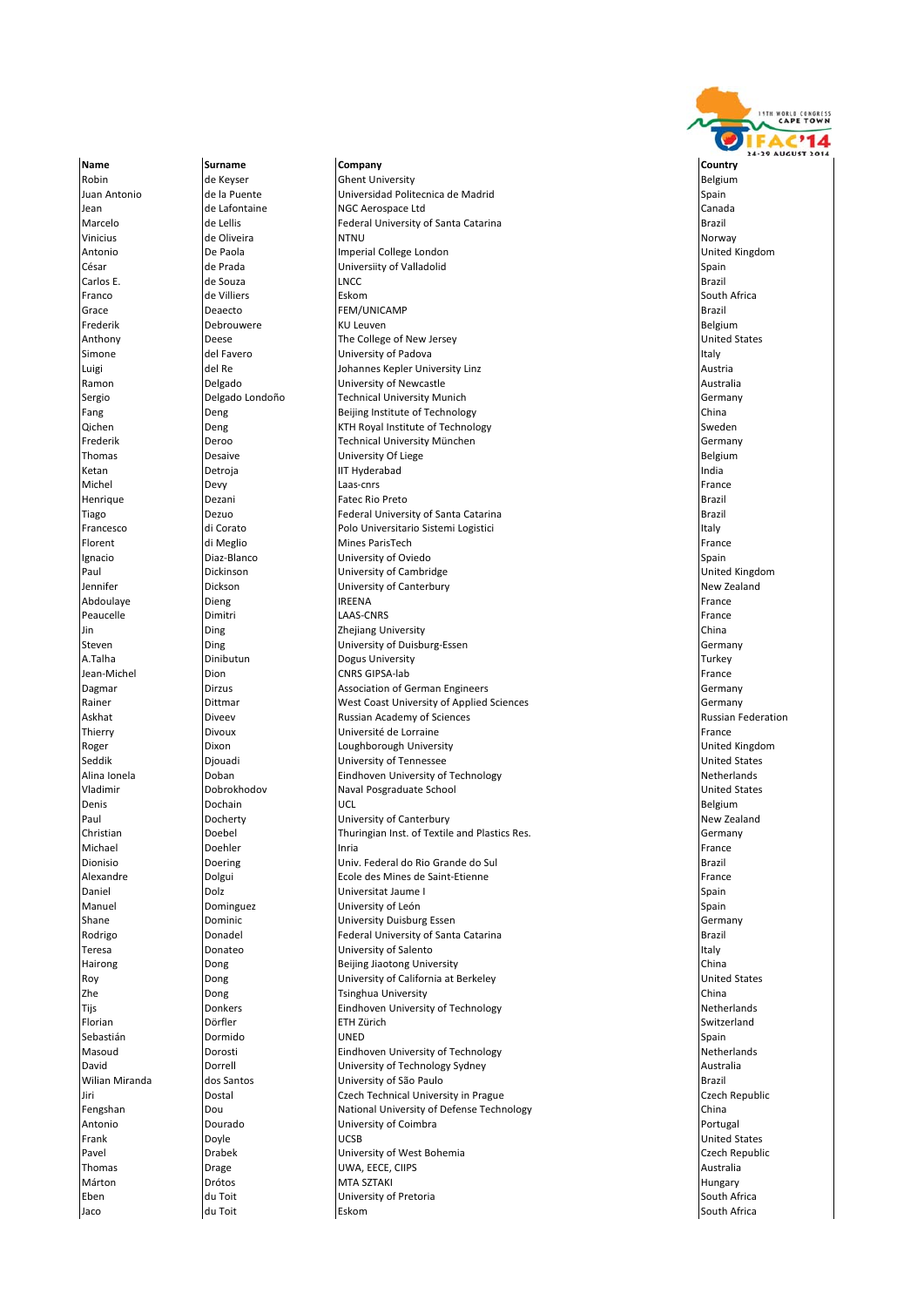| Name | Surname | Company | Country |
|---|---|---|---|
| Robin | de Keyser | Ghent University | Belgium |
| Juan Antonio | de la Puente | Universidad Politecnica de Madrid | Spain |
| Jean | de Lafontaine | NGC Aerospace Ltd | Canada |
| Marcelo | de Lellis | Federal University of Santa Catarina | Brazil |
| Vinicius | de Oliveira | NTNU | Norway |
| Antonio | De Paola | Imperial College London | United Kingdom |
| César | de Prada | Universiity of Valladolid | Spain |
| Carlos E. | de Souza | LNCC | Brazil |
| Franco | de Villiers | Eskom | South Africa |
| Grace | Deaecto | FEM/UNICAMP | Brazil |
| Frederik | Debrouwere | KU Leuven | Belgium |
| Anthony | Deese | The College of New Jersey | United States |
| Simone | del Favero | University of Padova | Italy |
| Luigi | del Re | Johannes Kepler University Linz | Austria |
| Ramon | Delgado | University of Newcastle | Australia |
| Sergio | Delgado Londoño | Technical University Munich | Germany |
| Fang | Deng | Beijing Institute of Technology | China |
| Qichen | Deng | KTH Royal Institute of Technology | Sweden |
| Frederik | Deroo | Technical University München | Germany |
| Thomas | Desaive | University Of Liege | Belgium |
| Ketan | Detroja | IIT Hyderabad | India |
| Michel | Devy | Laas-cnrs | France |
| Henrique | Dezani | Fatec Rio Preto | Brazil |
| Tiago | Dezuo | Federal University of Santa Catarina | Brazil |
| Francesco | di Corato | Polo Universitario Sistemi Logistici | Italy |
| Florent | di Meglio | Mines ParisTech | France |
| Ignacio | Diaz-Blanco | University of Oviedo | Spain |
| Paul | Dickinson | University of Cambridge | United Kingdom |
| Jennifer | Dickson | University of Canterbury | New Zealand |
| Abdoulaye | Dieng | IREENA | France |
| Peaucelle | Dimitri | LAAS-CNRS | France |
| Jin | Ding | Zhejiang University | China |
| Steven | Ding | University of Duisburg-Essen | Germany |
| A.Talha | Dinibutun | Dogus University | Turkey |
| Jean-Michel | Dion | CNRS GIPSA-lab | France |
| Dagmar | Dirzus | Association of German Engineers | Germany |
| Rainer | Dittmar | West Coast University of Applied Sciences | Germany |
| Askhat | Diveev | Russian Academy of Sciences | Russian Federation |
| Thierry | Divoux | Université de Lorraine | France |
| Roger | Dixon | Loughborough University | United Kingdom |
| Seddik | Djouadi | University of Tennessee | United States |
| Alina Ionela | Doban | Eindhoven University of Technology | Netherlands |
| Vladimir | Dobrokhodov | Naval Posgraduate School | United States |
| Denis | Dochain | UCL | Belgium |
| Paul | Docherty | University of Canterbury | New Zealand |
| Christian | Doebel | Thuringian Inst. of Textile and Plastics Res. | Germany |
| Michael | Doehler | Inria | France |
| Dionisio | Doering | Univ. Federal do Rio Grande do Sul | Brazil |
| Alexandre | Dolgui | Ecole des Mines de Saint-Etienne | France |
| Daniel | Dolz | Universitat Jaume I | Spain |
| Manuel | Dominguez | University of León | Spain |
| Shane | Dominic | University Duisburg Essen | Germany |
| Rodrigo | Donadel | Federal University of Santa Catarina | Brazil |
| Teresa | Donateo | University of Salento | Italy |
| Hairong | Dong | Beijing Jiaotong University | China |
| Roy | Dong | University of California at Berkeley | United States |
| Zhe | Dong | Tsinghua University | China |
| Tijs | Donkers | Eindhoven University of Technology | Netherlands |
| Florian | Dörfler | ETH Zürich | Switzerland |
| Sebastián | Dormido | UNED | Spain |
| Masoud | Dorosti | Eindhoven University of Technology | Netherlands |
| David | Dorrell | University of Technology Sydney | Australia |
| Wilian Miranda | dos Santos | University of São Paulo | Brazil |
| Jiri | Dostal | Czech Technical University in Prague | Czech Republic |
| Fengshan | Dou | National University of Defense Technology | China |
| Antonio | Dourado | University of Coimbra | Portugal |
| Frank | Doyle | UCSB | United States |
| Pavel | Drabek | University of West Bohemia | Czech Republic |
| Thomas | Drage | UWA, EECE, CIIPS | Australia |
| Márton | Drótos | MTA SZTAKI | Hungary |
| Eben | du Toit | University of Pretoria | South Africa |
| Jaco | du Toit | Eskom | South Africa |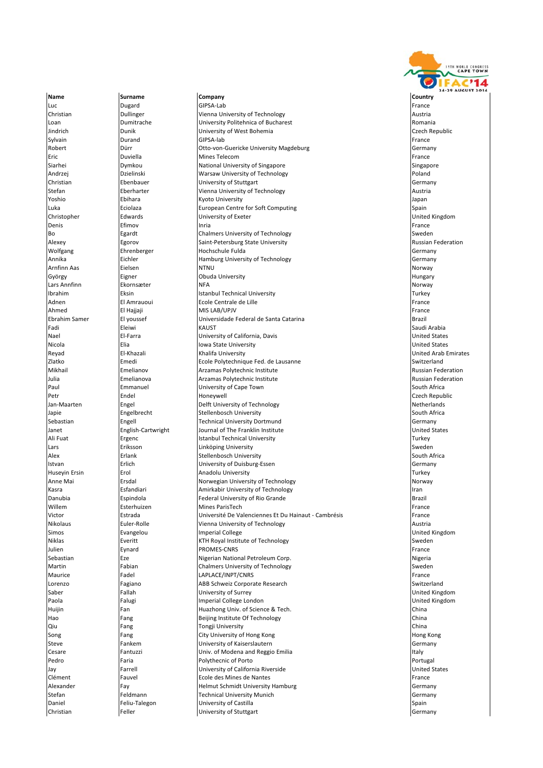| Name | Surname | Company | Country |
|---|---|---|---|
| Luc | Dugard | GIPSA-Lab | France |
| Christian | Dullinger | Vienna University of Technology | Austria |
| Loan | Dumitrache | University Politehnica of Bucharest | Romania |
| Jindrich | Dunik | University of West Bohemia | Czech Republic |
| Sylvain | Durand | GIPSA-lab | France |
| Robert | Dürr | Otto-von-Guericke University Magdeburg | Germany |
| Eric | Duviella | Mines Telecom | France |
| Siarhei | Dymkou | National University of Singapore | Singapore |
| Andrzej | Dzielinski | Warsaw University of Technology | Poland |
| Christian | Ebenbauer | University of Stuttgart | Germany |
| Stefan | Eberharter | Vienna University of Technology | Austria |
| Yoshio | Ebihara | Kyoto University | Japan |
| Luka | Eciolaza | European Centre for Soft Computing | Spain |
| Christopher | Edwards | University of Exeter | United Kingdom |
| Denis | Efimov | Inria | France |
| Bo | Egardt | Chalmers University of Technology | Sweden |
| Alexey | Egorov | Saint-Petersburg State University | Russian Federation |
| Wolfgang | Ehrenberger | Hochschule Fulda | Germany |
| Annika | Eichler | Hamburg University of Technology | Germany |
| Arnfinn Aas | Eielsen | NTNU | Norway |
| György | Eigner | Obuda University | Hungary |
| Lars Annfinn | Ekornsæter | NFA | Norway |
| Ibrahim | Eksin | Istanbul Technical University | Turkey |
| Adnen | El Amrauoui | Ecole Centrale de Lille | France |
| Ahmed | El Hajjaji | MIS LAB/UPJV | France |
| Ebrahim Samer | El youssef | Universidade Federal de Santa Catarina | Brazil |
| Fadi | Eleiwi | KAUST | Saudi Arabia |
| Nael | El-Farra | University of California, Davis | United States |
| Nicola | Elia | Iowa State University | United States |
| Reyad | El-Khazali | Khalifa University | United Arab Emirates |
| Zlatko | Emedi | Ecole Polytechnique Fed. de Lausanne | Switzerland |
| Mikhail | Emelianov | Arzamas Polytechnic Institute | Russian Federation |
| Julia | Emelianova | Arzamas Polytechnic Institute | Russian Federation |
| Paul | Emmanuel | University of Cape Town | South Africa |
| Petr | Endel | Honeywell | Czech Republic |
| Jan-Maarten | Engel | Delft University of Technology | Netherlands |
| Japie | Engelbrecht | Stellenbosch University | South Africa |
| Sebastian | Engell | Technical University Dortmund | Germany |
| Janet | English-Cartwright | Journal of The Franklin Institute | United States |
| Ali Fuat | Ergenc | Istanbul Technical University | Turkey |
| Lars | Eriksson | Linköping University | Sweden |
| Alex | Erlank | Stellenbosch University | South Africa |
| Istvan | Erlich | University of Duisburg-Essen | Germany |
| Huseyin Ersin | Erol | Anadolu University | Turkey |
| Anne Mai | Ersdal | Norwegian University of Technology | Norway |
| Kasra | Esfandiari | Amirkabir University of Technology | Iran |
| Danubia | Espindola | Federal University of Rio Grande | Brazil |
| Willem | Esterhuizen | Mines ParisTech | France |
| Victor | Estrada | Université De Valenciennes Et Du Hainaut - Cambrésis | France |
| Nikolaus | Euler-Rolle | Vienna University of Technology | Austria |
| Simos | Evangelou | Imperial College | United Kingdom |
| Niklas | Everitt | KTH Royal Institute of Technology | Sweden |
| Julien | Eynard | PROMES-CNRS | France |
| Sebastian | Eze | Nigerian National Petroleum Corp. | Nigeria |
| Martin | Fabian | Chalmers University of Technology | Sweden |
| Maurice | Fadel | LAPLACE/INPT/CNRS | France |
| Lorenzo | Fagiano | ABB Schweiz Corporate Research | Switzerland |
| Saber | Fallah | University of Surrey | United Kingdom |
| Paola | Falugi | Imperial College London | United Kingdom |
| Huijin | Fan | Huazhong Univ. of Science & Tech. | China |
| Hao | Fang | Beijing Institute Of Technology | China |
| Qiu | Fang | Tongji University | China |
| Song | Fang | City University of Hong Kong | Hong Kong |
| Steve | Fankem | University of Kaiserslautern | Germany |
| Cesare | Fantuzzi | Univ. of Modena and Reggio Emilia | Italy |
| Pedro | Faria | Polythecnic of Porto | Portugal |
| Jay | Farrell | University of California Riverside | United States |
| Clément | Fauvel | Ecole des Mines de Nantes | France |
| Alexander | Fay | Helmut Schmidt University Hamburg | Germany |
| Stefan | Feldmann | Technical University Munich | Germany |
| Daniel | Feliu-Talegon | University of Castilla | Spain |
| Christian | Feller | University of Stuttgart | Germany |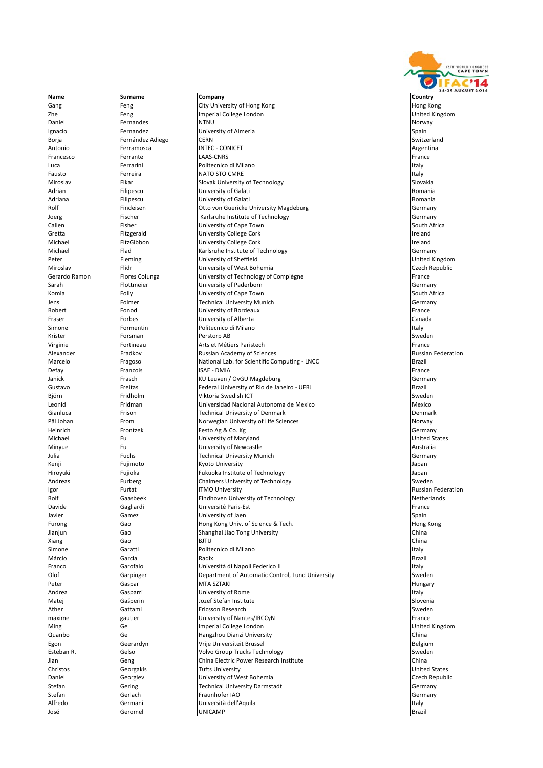| Name | Surname | Company | Country |
|---|---|---|---|
| Gang | Feng | City University of Hong Kong | Hong Kong |
| Zhe | Feng | Imperial College London | United Kingdom |
| Daniel | Fernandes | NTNU | Norway |
| Ignacio | Fernandez | University of Almeria | Spain |
| Borja | Fernández Adiego | CERN | Switzerland |
| Antonio | Ferramosca | INTEC - CONICET | Argentina |
| Francesco | Ferrante | LAAS-CNRS | France |
| Luca | Ferrarini | Politecnico di Milano | Italy |
| Fausto | Ferreira | NATO STO CMRE | Italy |
| Miroslav | Fikar | Slovak University of Technology | Slovakia |
| Adrian | Filipescu | University of Galati | Romania |
| Adriana | Filipescu | University of Galati | Romania |
| Rolf | Findeisen | Otto von Guericke University Magdeburg | Germany |
| Joerg | Fischer | Karlsruhe Institute of Technology | Germany |
| Callen | Fisher | University of Cape Town | South Africa |
| Gretta | Fitzgerald | University College Cork | Ireland |
| Michael | FitzGibbon | University College Cork | Ireland |
| Michael | Flad | Karlsruhe Institute of Technology | Germany |
| Peter | Fleming | University of Sheffield | United Kingdom |
| Miroslav | Flidr | University of West Bohemia | Czech Republic |
| Gerardo Ramon | Flores Colunga | University of Technology of Compiègne | France |
| Sarah | Flottmeier | University of Paderborn | Germany |
| Komla | Folly | University of Cape Town | South Africa |
| Jens | Folmer | Technical University Munich | Germany |
| Robert | Fonod | University of Bordeaux | France |
| Fraser | Forbes | University of Alberta | Canada |
| Simone | Formentin | Politecnico di Milano | Italy |
| Krister | Forsman | Perstorp AB | Sweden |
| Virginie | Fortineau | Arts et Métiers Paristech | France |
| Alexander | Fradkov | Russian Academy of Sciences | Russian Federation |
| Marcelo | Fragoso | National Lab. for Scientific Computing - LNCC | Brazil |
| Defay | Francois | ISAE - DMIA | France |
| Janick | Frasch | KU Leuven / OvGU Magdeburg | Germany |
| Gustavo | Freitas | Federal University of Rio de Janeiro - UFRJ | Brazil |
| Björn | Fridholm | Viktoria Swedish ICT | Sweden |
| Leonid | Fridman | Universidad Nacional Autonoma de Mexico | Mexico |
| Gianluca | Frison | Technical University of Denmark | Denmark |
| Pål Johan | From | Norwegian University of Life Sciences | Norway |
| Heinrich | Frontzek | Festo Ag & Co. Kg | Germany |
| Michael | Fu | University of Maryland | United States |
| Minyue | Fu | University of Newcastle | Australia |
| Julia | Fuchs | Technical University Munich | Germany |
| Kenji | Fujimoto | Kyoto University | Japan |
| Hiroyuki | Fujioka | Fukuoka Institute of Technology | Japan |
| Andreas | Furberg | Chalmers University of Technology | Sweden |
| Igor | Furtat | ITMO University | Russian Federation |
| Rolf | Gaasbeek | Eindhoven University of Technology | Netherlands |
| Davide | Gagliardi | Université Paris-Est | France |
| Javier | Gamez | University of Jaen | Spain |
| Furong | Gao | Hong Kong Univ. of Science & Tech. | Hong Kong |
| Jianjun | Gao | Shanghai Jiao Tong University | China |
| Xiang | Gao | BJTU | China |
| Simone | Garatti | Politecnico di Milano | Italy |
| Márcio | Garcia | Radix | Brazil |
| Franco | Garofalo | Università di Napoli Federico II | Italy |
| Olof | Garpinger | Department of Automatic Control, Lund University | Sweden |
| Peter | Gaspar | MTA SZTAKI | Hungary |
| Andrea | Gasparri | University of Rome | Italy |
| Matej | Gašperin | Jozef Stefan Institute | Slovenia |
| Ather | Gattami | Ericsson Research | Sweden |
| maxime | gautier | University of Nantes/IRCCyN | France |
| Ming | Ge | Imperial College London | United Kingdom |
| Quanbo | Ge | Hangzhou Dianzi University | China |
| Egon | Geerardyn | Vrije Universiteit Brussel | Belgium |
| Esteban R. | Gelso | Volvo Group Trucks Technology | Sweden |
| Jian | Geng | China Electric Power Research Institute | China |
| Christos | Georgakis | Tufts University | United States |
| Daniel | Georgiev | University of West Bohemia | Czech Republic |
| Stefan | Gering | Technical University Darmstadt | Germany |
| Stefan | Gerlach | Fraunhofer IAO | Germany |
| Alfredo | Germani | Università dell'Aquila | Italy |
| José | Geromel | UNICAMP | Brazil |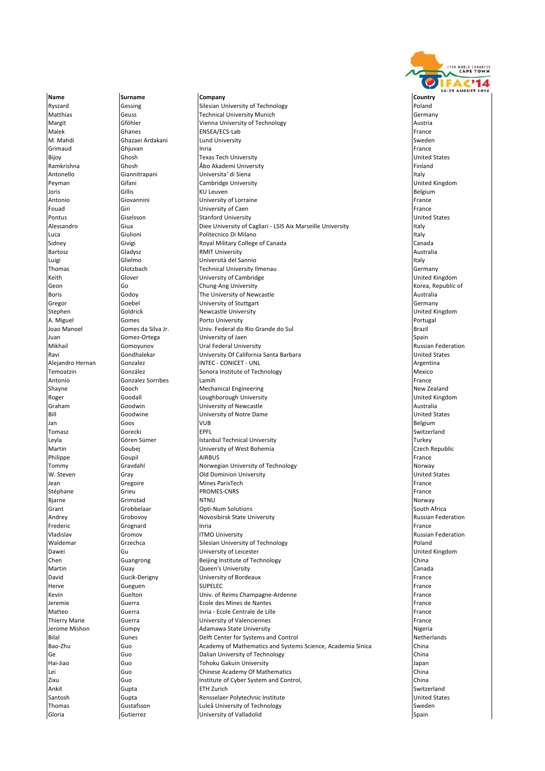| Name | Surname | Company | Country |
| --- | --- | --- | --- |
| Ryszard | Gessing | Silesian University of Technology | Poland |
| Matthias | Geuss | Technical University Munich | Germany |
| Margit | Gföhler | Vienna University of Technology | Austria |
| Malek | Ghanes | ENSEA/ECS-Lab | France |
| M. Mahdi | Ghazaei Ardakani | Lund University | Sweden |
| Grimaud | Ghjuvan | Inria | France |
| Bijoy | Ghosh | Texas Tech University | United States |
| Ramkrishna | Ghosh | Åbo Akademi University | Finland |
| Antonello | Giannitrapani | Universita' di Siena | Italy |
| Peyman | Gifani | Cambridge University | United Kingdom |
| Joris | Gillis | KU Leuven | Belgium |
| Antonio | Giovannini | University of Lorraine | France |
| Fouad | Giri | University of Caen | France |
| Pontus | Giselsson | Stanford University | United States |
| Alessandro | Giua | Diee University of Cagliari - LSIS Aix Marseille University | Italy |
| Luca | Giulioni | Politecnico Di Milano | Italy |
| Sidney | Givigi | Royal Military College of Canada | Canada |
| Bartosz | Gladysz | RMIT University | Australia |
| Luigi | Glielmo | Università del Sannio | Italy |
| Thomas | Glotzbach | Technical University Ilmenau | Germany |
| Keith | Glover | University of Cambridge | United Kingdom |
| Geon | Go | Chung-Ang University | Korea, Republic of |
| Boris | Godoy | The University of Newcastle | Australia |
| Gregor | Goebel | University of Stuttgart | Germany |
| Stephen | Goldrick | Newcastle University | United Kingdom |
| A. Miguel | Gomes | Porto University | Portugal |
| Joao Manoel | Gomes da Silva Jr. | Univ. Federal do Rio Grande do Sul | Brazil |
| Juan | Gomez-Ortega | University of Jaen | Spain |
| Mikhail | Gomoyunov | Ural Federal University | Russian Federation |
| Ravi | Gondhalekar | University Of California Santa Barbara | United States |
| Alejandro Hernan | Gonzalez | INTEC - CONICET - UNL | Argentina |
| Temoatzin | González | Sonora Institute of Technology | Mexico |
| Antonio | Gonzalez Sorribes | Lamih | France |
| Shayne | Gooch | Mechanical Engineering | New Zealand |
| Roger | Goodall | Loughborough University | United Kingdom |
| Graham | Goodwin | University of Newcastle | Australia |
| Bill | Goodwine | University of Notre Dame | United States |
| Jan | Goos | VUB | Belgium |
| Tomasz | Gorecki | EPFL | Switzerland |
| Leyla | Gören Sümer | Istanbul Technical University | Turkey |
| Martin | Goubej | University of West Bohemia | Czech Republic |
| Philippe | Goupil | AIRBUS | France |
| Tommy | Gravdahl | Norwegian University of Technology | Norway |
| W. Steven | Gray | Old Dominion University | United States |
| Jean | Gregoire | Mines ParisTech | France |
| Stéphane | Grieu | PROMES-CNRS | France |
| Bjarne | Grimstad | NTNU | Norway |
| Grant | Grobbelaar | Opti-Num Solutions | South Africa |
| Andrey | Grobovoy | Novosibirsk State University | Russian Federation |
| Frederic | Grognard | Inria | France |
| Vladislav | Gromov | ITMO University | Russian Federation |
| Waldemar | Grzechca | Silesian University of Technology | Poland |
| Dawei | Gu | University of Leicester | United Kingdom |
| Chen | Guangrong | Beijing Institute of Technology | China |
| Martin | Guay | Queen's University | Canada |
| David | Gucik-Derigny | University of Bordeaux | France |
| Herve | Gueguen | SUPELEC | France |
| Kevin | Guelton | Univ. of Reims Champagne-Ardenne | France |
| Jeremie | Guerra | Ecole des Mines de Nantes | France |
| Matteo | Guerra | Inria - Ecole Centrale de Lille | France |
| Thierry Marie | Guerra | University of Valenciennes | France |
| Jerome Mishon | Gumpy | Adamawa State University | Nigeria |
| Bilal | Gunes | Delft Center for Systems and Control | Netherlands |
| Bao-Zhu | Guo | Academy of Mathematics and Systems Science, Academia Sinica | China |
| Ge | Guo | Dalian University of Technology | China |
| Hai-Jiao | Guo | Tohoku Gakuin University | Japan |
| Lei | Guo | Chinese Academy Of Mathematics | China |
| Zixu | Guo | Institute of Cyber System and Control, | China |
| Ankit | Gupta | ETH Zurich | Switzerland |
| Santosh | Gupta | Rensselaer Polytechnic Institute | United States |
| Thomas | Gustafsson | Luleå University of Technology | Sweden |
| Gloria | Gutierrez | University of Valladolid | Spain |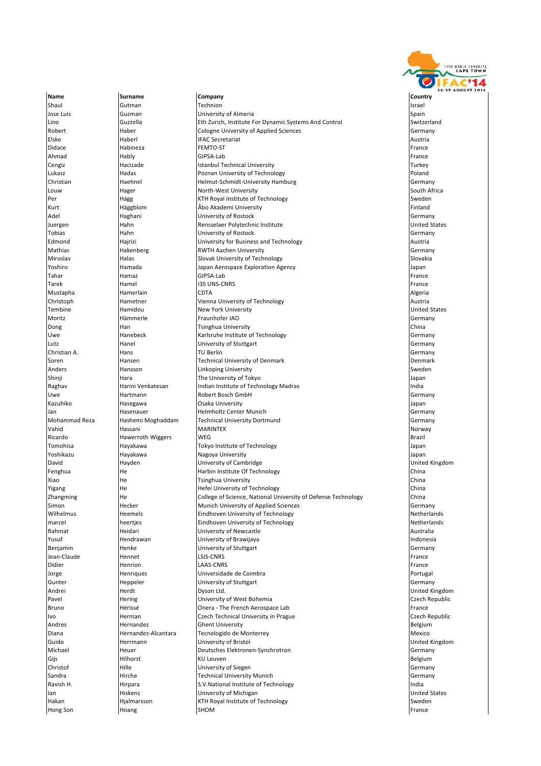| Name | Surname | Company | Country |
|---|---|---|---|
| Shaul | Gutman | Technion | Israel |
| Jose Luis | Guzman | University of Almeria | Spain |
| Lino | Guzzella | Eth Zurich, Institute For Dynamic Systems And Control | Switzerland |
| Robert | Haber | Cologne University of Applied Sciences | Germany |
| Elske | Haberl | IFAC Secretariat | Austria |
| Didace | Habineza | FEMTO-ST | France |
| Ahmad | Hably | GIPSA-Lab | France |
| Cengiz | Hacizade | Istanbul Technical University | Turkey |
| Lukasz | Hadas | Poznan University of Technology | Poland |
| Christian | Haehnel | Helmut-Schmidt-University Hamburg | Germany |
| Louw | Hager | North-West University | South Africa |
| Per | Hägg | KTH Royal Institute of Technology | Sweden |
| Kurt | Häggblom | Åbo Akademi University | Finland |
| Adel | Haghani | University of Rostock | Germany |
| Juergen | Hahn | Rensselaer Polytechnic Institute | United States |
| Tobias | Hahn | University of Rostock | Germany |
| Edmond | Hajrizi | University for Business and Technology | Austria |
| Mathias | Hakenberg | RWTH Aachen University | Germany |
| Miroslav | Halas | Slovak University of Technology | Slovakia |
| Yoshiro | Hamada | Japan Aerospace Exploration Agency | Japan |
| Tahar | Hamaz | GIPSA-Lab | France |
| Tarek | Hamel | I3S UNS-CNRS | France |
| Mustapha | Hamerlain | CDTA | Algeria |
| Christoph | Hametner | Vienna University of Technology | Austria |
| Tembine | Hamidou | New York University | United States |
| Moritz | Hämmerle | Fraunhofer IAO | Germany |
| Dong | Han | Tsinghua University | China |
| Uwe | Hanebeck | Karlsruhe Institute of Technology | Germany |
| Lutz | Hanel | University of Stuttgart | Germany |
| Christian A. | Hans | TU Berlin | Germany |
| Soren | Hansen | Technical University of Denmark | Denmark |
| Anders | Hansson | Linkoping University | Sweden |
| Shinji | Hara | The University of Tokyo | Japan |
| Raghav | Harini Venkatesan | Indian Institute of Technology Madras | India |
| Uwe | Hartmann | Robert Bosch GmbH | Germany |
| Kazuhiko | Hasegawa | Osaka University | Japan |
| Jan | Hasenauer | Helmholtz Center Munich | Germany |
| Mohammad Reza | Hashemi Moghaddam | Technical University Dortmund | Germany |
| Vahid | Hassani | MARINTEK | Norway |
| Ricardo | Hawerroth Wiggers | WEG | Brazil |
| Tomohisa | Hayakawa | Tokyo Institute of Technology | Japan |
| Yoshikazu | Hayakawa | Nagoya University | Japan |
| David | Hayden | University of Cambridge | United Kingdom |
| Fenghua | He | Harbin Institute Of Technology | China |
| Xiao | He | Tsinghua University | China |
| Yigang | He | Hefei University of Technology | China |
| Zhangming | He | College of Science, National University of Defense Technology | China |
| Simon | Hecker | Munich University of Applied Sciences | Germany |
| Wilhelmus | Heemels | Eindhoven University of Technology | Netherlands |
| marcel | heertjes | Eindhoven University of Technology | Netherlands |
| Rahmat | Heidari | University of Newcastle | Australia |
| Yusuf | Hendrawan | University of Brawijaya | Indonesia |
| Benjamin | Henke | University of Stuttgart | Germany |
| Jean-Claude | Hennet | LSIS-CNRS | France |
| Didier | Henrion | LAAS-CNRS | France |
| Jorge | Henriques | Universidade de Coimbra | Portugal |
| Gunter | Heppeler | University of Stuttgart | Germany |
| Andrei | Herdt | Dyson Ltd. | United Kingdom |
| Pavel | Hering | University of West Bohemia | Czech Republic |
| Bruno | Hérissé | Onera - The French Aerospace Lab | France |
| Ivo | Herman | Czech Technical University in Prague | Czech Republic |
| Andres | Hernandez | Ghent University | Belgium |
| Diana | Hernandez-Alcantara | Tecnologido de Monterrey | Mexico |
| Guido | Herrmann | University of Bristol | United Kingdom |
| Michael | Heuer | Deutsches Elektronen-Synchrotron | Germany |
| Gijs | Hilhorst | KU Leuven | Belgium |
| Christof | Hille | University of Siegen | Germany |
| Sandra | Hirche | Technical University Munich | Germany |
| Ravish H. | Hirpara | S.V.National Institute of Technology | India |
| Ian | Hiskens | University of Michigan | United States |
| Hakan | Hjalmarsson | KTH Royal Institute of Technology | Sweden |
| Hong Son | Hoang | SHOM | France |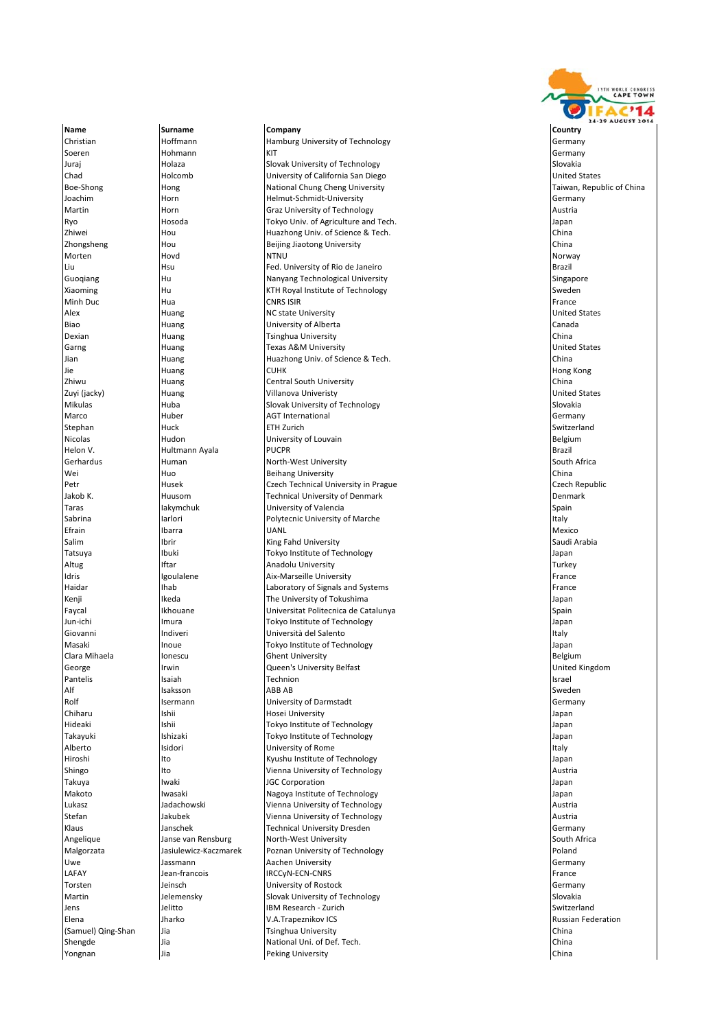| Name | Surname | Company | Country |
|---|---|---|---|
| Christian | Hoffmann | Hamburg University of Technology | Germany |
| Soeren | Hohmann | KIT | Germany |
| Juraj | Holaza | Slovak University of Technology | Slovakia |
| Chad | Holcomb | University of California San Diego | United States |
| Boe-Shong | Hong | National Chung Cheng University | Taiwan, Republic of China |
| Joachim | Horn | Helmut-Schmidt-University | Germany |
| Martin | Horn | Graz University of Technology | Austria |
| Ryo | Hosoda | Tokyo Univ. of Agriculture and Tech. | Japan |
| Zhiwei | Hou | Huazhong Univ. of Science & Tech. | China |
| Zhongsheng | Hou | Beijing Jiaotong University | China |
| Morten | Hovd | NTNU | Norway |
| Liu | Hsu | Fed. University of Rio de Janeiro | Brazil |
| Guoqiang | Hu | Nanyang Technological University | Singapore |
| Xiaoming | Hu | KTH Royal Institute of Technology | Sweden |
| Minh Duc | Hua | CNRS ISIR | France |
| Alex | Huang | NC state University | United States |
| Biao | Huang | University of Alberta | Canada |
| Dexian | Huang | Tsinghua University | China |
| Garng | Huang | Texas A&M University | United States |
| Jian | Huang | Huazhong Univ. of Science & Tech. | China |
| Jie | Huang | CUHK | Hong Kong |
| Zhiwu | Huang | Central South University | China |
| Zuyi (jacky) | Huang | Villanova Univeristy | United States |
| Mikulas | Huba | Slovak University of Technology | Slovakia |
| Marco | Huber | AGT International | Germany |
| Stephan | Huck | ETH Zurich | Switzerland |
| Nicolas | Hudon | University of Louvain | Belgium |
| Helon V. | Hultmann Ayala | PUCPR | Brazil |
| Gerhardus | Human | North-West University | South Africa |
| Wei | Huo | Beihang University | China |
| Petr | Husek | Czech Technical University in Prague | Czech Republic |
| Jakob K. | Huusom | Technical University of Denmark | Denmark |
| Taras | Iakymchuk | University of Valencia | Spain |
| Sabrina | Iarlori | Polytecnic University of Marche | Italy |
| Efrain | Ibarra | UANL | Mexico |
| Salim | Ibrir | King Fahd University | Saudi Arabia |
| Tatsuya | Ibuki | Tokyo Institute of Technology | Japan |
| Altug | Iftar | Anadolu University | Turkey |
| Idris | Igoulalene | Aix-Marseille University | France |
| Haidar | Ihab | Laboratory of Signals and Systems | France |
| Kenji | Ikeda | The University of Tokushima | Japan |
| Faycal | Ikhouane | Universitat Politecnica de Catalunya | Spain |
| Jun-ichi | Imura | Tokyo Institute of Technology | Japan |
| Giovanni | Indiveri | Università del Salento | Italy |
| Masaki | Inoue | Tokyo Institute of Technology | Japan |
| Clara Mihaela | Ionescu | Ghent University | Belgium |
| George | Irwin | Queen's University Belfast | United Kingdom |
| Pantelis | Isaiah | Technion | Israel |
| Alf | Isaksson | ABB AB | Sweden |
| Rolf | Isermann | University of Darmstadt | Germany |
| Chiharu | Ishii | Hosei University | Japan |
| Hideaki | Ishii | Tokyo Institute of Technology | Japan |
| Takayuki | Ishizaki | Tokyo Institute of Technology | Japan |
| Alberto | Isidori | University of Rome | Italy |
| Hiroshi | Ito | Kyushu Institute of Technology | Japan |
| Shingo | Ito | Vienna University of Technology | Austria |
| Takuya | Iwaki | JGC Corporation | Japan |
| Makoto | Iwasaki | Nagoya Institute of Technology | Japan |
| Lukasz | Jadachowski | Vienna University of Technology | Austria |
| Stefan | Jakubek | Vienna University of Technology | Austria |
| Klaus | Janschek | Technical University Dresden | Germany |
| Angelique | Janse van Rensburg | North-West University | South Africa |
| Malgorzata | Jasiulewicz-Kaczmarek | Poznan University of Technology | Poland |
| Uwe | Jassmann | Aachen University | Germany |
| LAFAY | Jean-francois | IRCCyN-ECN-CNRS | France |
| Torsten | Jeinsch | University of Rostock | Germany |
| Martin | Jelemensky | Slovak University of Technology | Slovakia |
| Jens | Jelitto | IBM Research - Zurich | Switzerland |
| Elena | Jharko | V.A.Trapeznikov ICS | Russian Federation |
| (Samuel) Qing-Shan | Jia | Tsinghua University | China |
| Shengde | Jia | National Uni. of Def. Tech. | China |
| Yongnan | Jia | Peking University | China |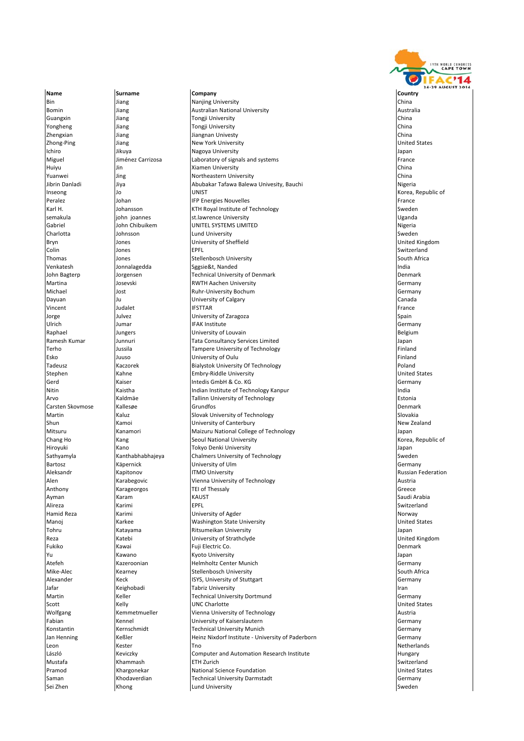| Name | Surname | Company | Country |
| --- | --- | --- | --- |
| Bin | Jiang | Nanjing University | China |
| Bomin | Jiang | Australian National University | Australia |
| Guangxin | Jiang | Tongji University | China |
| Yongheng | Jiang | Tongji University | China |
| Zhengxian | Jiang | Jiangnan Univesty | China |
| Zhong-Ping | Jiang | New York University | United States |
| Ichiro | Jikuya | Nagoya University | Japan |
| Miguel | Jiménez Carrizosa | Laboratory of signals and systems | France |
| Huiyu | Jin | Xiamen University | China |
| Yuanwei | Jing | Northeastern University | China |
| Jibrin Danladi | Jiya | Abubakar Tafawa Balewa Univesity, Bauchi | Nigeria |
| Inseong | Jo | UNIST | Korea, Republic of |
| Peralez | Johan | IFP Energies Nouvelles | France |
| Karl H. | Johansson | KTH Royal Institute of Technology | Sweden |
| semakula | john joannes | st.lawrence University | Uganda |
| Gabriel | John Chibuikem | UNITEL SYSTEMS LIMITED | Nigeria |
| Charlotta | Johnsson | Lund University | Sweden |
| Bryn | Jones | University of Sheffield | United Kingdom |
| Colin | Jones | EPFL | Switzerland |
| Thomas | Jones | Stellenbosch University | South Africa |
| Venkatesh | Jonnalagedda | Sggsie&t, Nanded | India |
| John Bagterp | Jorgensen | Technical University of Denmark | Denmark |
| Martina | Josevski | RWTH Aachen University | Germany |
| Michael | Jost | Ruhr-University Bochum | Germany |
| Dayuan | Ju | University of Calgary | Canada |
| Vincent | Judalet | IFSTTAR | France |
| Jorge | Julvez | University of Zaragoza | Spain |
| Ulrich | Jumar | IFAK Institute | Germany |
| Raphael | Jungers | University of Louvain | Belgium |
| Ramesh Kumar | Junnuri | Tata Consultancy Services Limited | Japan |
| Terho | Jussila | Tampere University of Technology | Finland |
| Esko | Juuso | University of Oulu | Finland |
| Tadeusz | Kaczorek | Bialystok University Of Technology | Poland |
| Stephen | Kahne | Embry-Riddle University | United States |
| Gerd | Kaiser | Intedis GmbH & Co. KG | Germany |
| Nitin | Kaistha | Indian Institute of Technology Kanpur | India |
| Arvo | Kaldmäe | Tallinn University of Technology | Estonia |
| Carsten Skovmose | Kallesøe | Grundfos | Denmark |
| Martin | Kaluz | Slovak University of Technology | Slovakia |
| Shun | Kamoi | University of Canterbury | New Zealand |
| Mitsuru | Kanamori | Maizuru National College of Technology | Japan |
| Chang Ho | Kang | Seoul National University | Korea, Republic of |
| Hiroyuki | Kano | Tokyo Denki University | Japan |
| Sathyamyla | Kanthabhabhajeya | Chalmers University of Technology | Sweden |
| Bartosz | Käpernick | University of Ulm | Germany |
| Aleksandr | Kapitonov | ITMO University | Russian Federation |
| Alen | Karabegovic | Vienna University of Technology | Austria |
| Anthony | Karageorgos | TEI of Thessaly | Greece |
| Ayman | Karam | KAUST | Saudi Arabia |
| Alireza | Karimi | EPFL | Switzerland |
| Hamid Reza | Karimi | University of Agder | Norway |
| Manoj | Karkee | Washington State University | United States |
| Tohru | Katayama | Ritsumeikan University | Japan |
| Reza | Katebi | University of Strathclyde | United Kingdom |
| Fukiko | Kawai | Fuji Electric Co. | Denmark |
| Yu | Kawano | Kyoto University | Japan |
| Atefeh | Kazeroonian | Helmholtz Center Munich | Germany |
| Mike-Alec | Kearney | Stellenbosch University | South Africa |
| Alexander | Keck | ISYS, University of Stuttgart | Germany |
| Jafar | Keighobadi | Tabriz University | Iran |
| Martin | Keller | Technical University Dortmund | Germany |
| Scott | Kelly | UNC Charlotte | United States |
| Wolfgang | Kemmetmueller | Vienna University of Technology | Austria |
| Fabian | Kennel | University of Kaiserslautern | Germany |
| Konstantin | Kernschmidt | Technical University Munich | Germany |
| Jan Henning | Keßler | Heinz Nixdorf Institute - University of Paderborn | Germany |
| Leon | Kester | Tno | Netherlands |
| László | Keviczky | Computer and Automation Research Institute | Hungary |
| Mustafa | Khammash | ETH Zurich | Switzerland |
| Pramod | Khargonekar | National Science Foundation | United States |
| Saman | Khodaverdian | Technical University Darmstadt | Germany |
| Sei Zhen | Khong | Lund University | Sweden |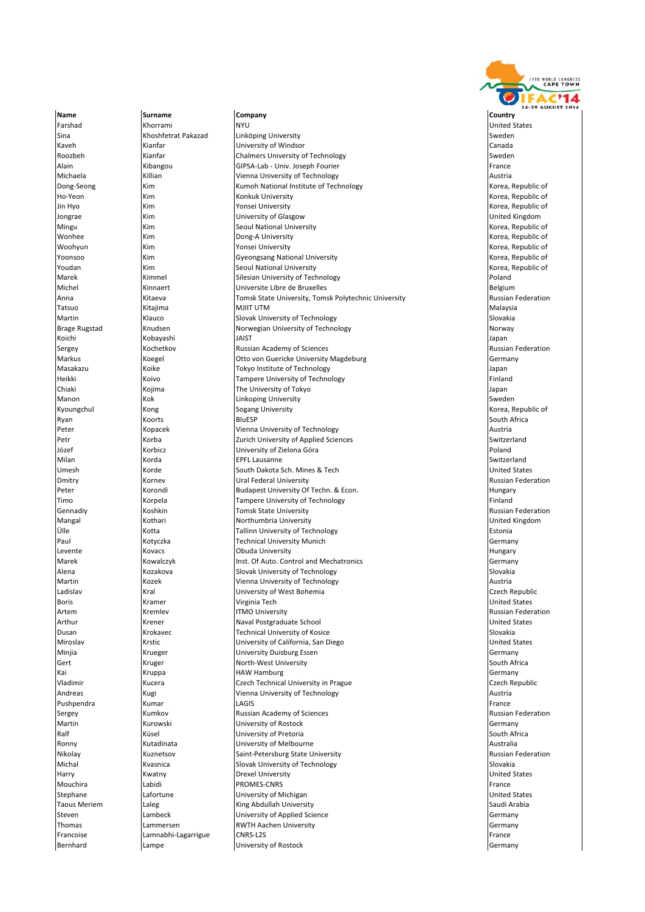| Name | Surname | Company | Country |
|---|---|---|---|
| Farshad | Khorrami | NYU | United States |
| Sina | Khoshfetrat Pakazad | Linköping University | Sweden |
| Kaveh | Kianfar | University of Windsor | Canada |
| Roozbeh | Kianfar | Chalmers University of Technology | Sweden |
| Alain | Kibangou | GIPSA-Lab - Univ. Joseph Fourier | France |
| Michaela | Killian | Vienna University of Technology | Austria |
| Dong-Seong | Kim | Kumoh National Institute of Technology | Korea, Republic of |
| Ho-Yeon | Kim | Konkuk University | Korea, Republic of |
| Jin Hyo | Kim | Yonsei University | Korea, Republic of |
| Jongrae | Kim | University of Glasgow | United Kingdom |
| Mingu | Kim | Seoul National University | Korea, Republic of |
| Wonhee | Kim | Dong-A University | Korea, Republic of |
| Woohyun | Kim | Yonsei University | Korea, Republic of |
| Yoonsoo | Kim | Gyeongsang National University | Korea, Republic of |
| Youdan | Kim | Seoul National University | Korea, Republic of |
| Marek | Kimmel | Silesian University of Technology | Poland |
| Michel | Kinnaert | Universite Libre de Bruxelles | Belgium |
| Anna | Kitaeva | Tomsk State University, Tomsk Polytechnic University | Russian Federation |
| Tatsuo | Kitajima | MJIIT UTM | Malaysia |
| Martin | Klauco | Slovak University of Technology | Slovakia |
| Brage Rugstad | Knudsen | Norwegian University of Technology | Norway |
| Koichi | Kobayashi | JAIST | Japan |
| Sergey | Kochetkov | Russian Academy of Sciences | Russian Federation |
| Markus | Koegel | Otto von Guericke University Magdeburg | Germany |
| Masakazu | Koike | Tokyo Institute of Technology | Japan |
| Heikki | Koivo | Tampere University of Technology | Finland |
| Chiaki | Kojima | The University of Tokyo | Japan |
| Manon | Kok | Linkoping University | Sweden |
| Kyoungchul | Kong | Sogang University | Korea, Republic of |
| Ryan | Koorts | BluESP | South Africa |
| Peter | Kopacek | Vienna University of Technology | Austria |
| Petr | Korba | Zurich University of Applied Sciences | Switzerland |
| Józef | Korbicz | University of Zielona Góra | Poland |
| Milan | Korda | EPFL Lausanne | Switzerland |
| Umesh | Korde | South Dakota Sch. Mines & Tech | United States |
| Dmitry | Kornev | Ural Federal University | Russian Federation |
| Peter | Korondi | Budapest University Of Techn. & Econ. | Hungary |
| Timo | Korpela | Tampere University of Technology | Finland |
| Gennadiy | Koshkin | Tomsk State University | Russian Federation |
| Mangal | Kothari | Northumbria University | United Kingdom |
| Ülle | Kotta | Tallinn University of Technology | Estonia |
| Paul | Kotyczka | Technical University Munich | Germany |
| Levente | Kovacs | Obuda University | Hungary |
| Marek | Kowalczyk | Inst. Of Auto. Control and Mechatronics | Germany |
| Alena | Kozakova | Slovak University of Technology | Slovakia |
| Martin | Kozek | Vienna University of Technology | Austria |
| Ladislav | Kral | University of West Bohemia | Czech Republic |
| Boris | Kramer | Virginia Tech | United States |
| Artem | Kremlev | ITMO University | Russian Federation |
| Arthur | Krener | Naval Postgraduate School | United States |
| Dusan | Krokavec | Technical University of Kosice | Slovakia |
| Miroslav | Krstic | University of California, San Diego | United States |
| Minjia | Krueger | University Duisburg Essen | Germany |
| Gert | Kruger | North-West University | South Africa |
| Kai | Kruppa | HAW Hamburg | Germany |
| Vladimir | Kucera | Czech Technical University in Prague | Czech Republic |
| Andreas | Kugi | Vienna University of Technology | Austria |
| Pushpendra | Kumar | LAGIS | France |
| Sergey | Kumkov | Russian Academy of Sciences | Russian Federation |
| Martin | Kurowski | University of Rostock | Germany |
| Ralf | Küsel | University of Pretoria | South Africa |
| Ronny | Kutadinata | University of Melbourne | Australia |
| Nikolay | Kuznetsov | Saint-Petersburg State University | Russian Federation |
| Michal | Kvasnica | Slovak University of Technology | Slovakia |
| Harry | Kwatny | Drexel University | United States |
| Mouchira | Labidi | PROMES-CNRS | France |
| Stephane | Lafortune | University of Michigan | United States |
| Taous Meriem | Laleg | King Abdullah University | Saudi Arabia |
| Steven | Lambeck | University of Applied Science | Germany |
| Thomas | Lammersen | RWTH Aachen University | Germany |
| Francoise | Lamnabhi-Lagarrigue | CNRS-L2S | France |
| Bernhard | Lampe | University of Rostock | Germany |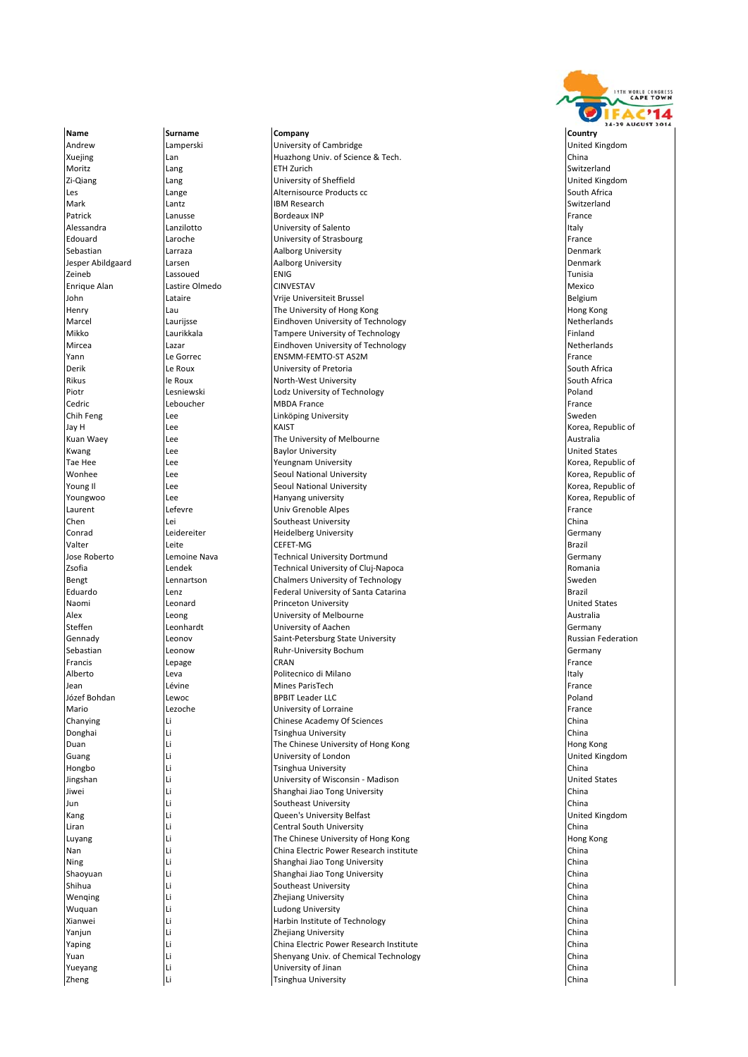| Name | Surname | Company | Country |
|---|---|---|---|
| Andrew | Lamperski | University of Cambridge | United Kingdom |
| Xuejing | Lan | Huazhong Univ. of Science & Tech. | China |
| Moritz | Lang | ETH Zurich | Switzerland |
| Zi-Qiang | Lang | University of Sheffield | United Kingdom |
| Les | Lange | Alternisource Products cc | South Africa |
| Mark | Lantz | IBM Research | Switzerland |
| Patrick | Lanusse | Bordeaux INP | France |
| Alessandra | Lanzilotto | University of Salento | Italy |
| Edouard | Laroche | University of Strasbourg | France |
| Sebastian | Larraza | Aalborg University | Denmark |
| Jesper Abildgaard | Larsen | Aalborg University | Denmark |
| Zeineb | Lassoued | ENIG | Tunisia |
| Enrique Alan | Lastire Olmedo | CINVESTAV | Mexico |
| John | Lataire | Vrije Universiteit Brussel | Belgium |
| Henry | Lau | The University of Hong Kong | Hong Kong |
| Marcel | Laurijsse | Eindhoven University of Technology | Netherlands |
| Mikko | Laurikkala | Tampere University of Technology | Finland |
| Mircea | Lazar | Eindhoven University of Technology | Netherlands |
| Yann | Le Gorrec | ENSMM-FEMTO-ST AS2M | France |
| Derik | Le Roux | University of Pretoria | South Africa |
| Rikus | le Roux | North-West University | South Africa |
| Piotr | Lesniewski | Lodz University of Technology | Poland |
| Cedric | Leboucher | MBDA France | France |
| Chih Feng | Lee | Linköping University | Sweden |
| Jay H | Lee | KAIST | Korea, Republic of |
| Kuan Waey | Lee | The University of Melbourne | Australia |
| Kwang | Lee | Baylor University | United States |
| Tae Hee | Lee | Yeungnam University | Korea, Republic of |
| Wonhee | Lee | Seoul National University | Korea, Republic of |
| Young Il | Lee | Seoul National University | Korea, Republic of |
| Youngwoo | Lee | Hanyang university | Korea, Republic of |
| Laurent | Lefevre | Univ Grenoble Alpes | France |
| Chen | Lei | Southeast University | China |
| Conrad | Leidereiter | Heidelberg University | Germany |
| Valter | Leite | CEFET-MG | Brazil |
| Jose Roberto | Lemoine Nava | Technical University Dortmund | Germany |
| Zsofia | Lendek | Technical University of Cluj-Napoca | Romania |
| Bengt | Lennartson | Chalmers University of Technology | Sweden |
| Eduardo | Lenz | Federal University of Santa Catarina | Brazil |
| Naomi | Leonard | Princeton University | United States |
| Alex | Leong | University of Melbourne | Australia |
| Steffen | Leonhardt | University of Aachen | Germany |
| Gennady | Leonov | Saint-Petersburg State University | Russian Federation |
| Sebastian | Leonow | Ruhr-University Bochum | Germany |
| Francis | Lepage | CRAN | France |
| Alberto | Leva | Politecnico di Milano | Italy |
| Jean | Lévine | Mines ParisTech | France |
| Józef Bohdan | Lewoc | BPBIT Leader LLC | Poland |
| Mario | Lezoche | University of Lorraine | France |
| Chanying | Li | Chinese Academy Of Sciences | China |
| Donghai | Li | Tsinghua University | China |
| Duan | Li | The Chinese University of Hong Kong | Hong Kong |
| Guang | Li | University of London | United Kingdom |
| Hongbo | Li | Tsinghua University | China |
| Jingshan | Li | University of Wisconsin - Madison | United States |
| Jiwei | Li | Shanghai Jiao Tong University | China |
| Jun | Li | Southeast University | China |
| Kang | Li | Queen's University Belfast | United Kingdom |
| Liran | Li | Central South University | China |
| Luyang | Li | The Chinese University of Hong Kong | Hong Kong |
| Nan | Li | China Electric Power Research institute | China |
| Ning | Li | Shanghai Jiao Tong University | China |
| Shaoyuan | Li | Shanghai Jiao Tong University | China |
| Shihua | Li | Southeast University | China |
| Wenqing | Li | Zhejiang University | China |
| Wuquan | Li | Ludong University | China |
| Xianwei | Li | Harbin Institute of Technology | China |
| Yanjun | Li | Zhejiang University | China |
| Yaping | Li | China Electric Power Research Institute | China |
| Yuan | Li | Shenyang Univ. of Chemical Technology | China |
| Yueyang | Li | University of Jinan | China |
| Zheng | Li | Tsinghua University | China |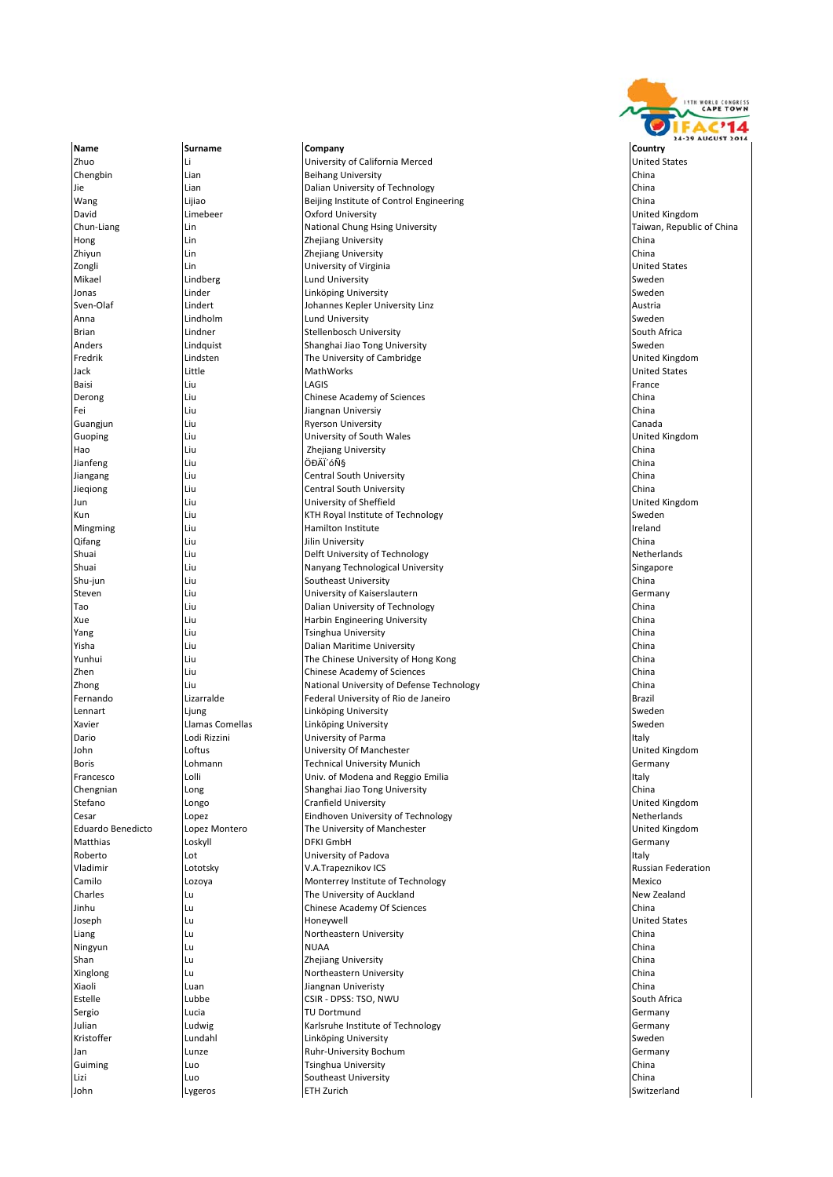| Name | Surname | Company | Country |
|---|---|---|---|
| Zhuo | Li | University of California Merced | United States |
| Chengbin | Lian | Beihang University | China |
| Jie | Lian | Dalian University of Technology | China |
| Wang | Lijiao | Beijing Institute of Control Engineering | China |
| David | Limebeer | Oxford University | United Kingdom |
| Chun-Liang | Lin | National Chung Hsing University | Taiwan, Republic of China |
| Hong | Lin | Zhejiang University | China |
| Zhiyun | Lin | Zhejiang University | China |
| Zongli | Lin | University of Virginia | United States |
| Mikael | Lindberg | Lund University | Sweden |
| Jonas | Linder | Linköping University | Sweden |
| Sven-Olaf | Lindert | Johannes Kepler University Linz | Austria |
| Anna | Lindholm | Lund University | Sweden |
| Brian | Lindner | Stellenbosch University | South Africa |
| Anders | Lindquist | Shanghai Jiao Tong University | Sweden |
| Fredrik | Lindsten | The University of Cambridge | United Kingdom |
| Jack | Little | MathWorks | United States |
| Baisi | Liu | LAGIS | France |
| Derong | Liu | Chinese Academy of Sciences | China |
| Fei | Liu | Jiangnan University | China |
| Guangjun | Liu | Ryerson University | Canada |
| Guoping | Liu | University of South Wales | United Kingdom |
| Hao | Liu | Zhejiang University | China |
| Jianfeng | Liu | ÖÐÄÏ´óÑ§ | China |
| Jiangang | Liu | Central South University | China |
| Jieqiong | Liu | Central South University | China |
| Jun | Liu | University of Sheffield | United Kingdom |
| Kun | Liu | KTH Royal Institute of Technology | Sweden |
| Mingming | Liu | Hamilton Institute | Ireland |
| Qifang | Liu | Jilin University | China |
| Shuai | Liu | Delft University of Technology | Netherlands |
| Shuai | Liu | Nanyang Technological University | Singapore |
| Shu-jun | Liu | Southeast University | China |
| Steven | Liu | University of Kaiserslautern | Germany |
| Tao | Liu | Dalian University of Technology | China |
| Xue | Liu | Harbin Engineering University | China |
| Yang | Liu | Tsinghua University | China |
| Yisha | Liu | Dalian Maritime University | China |
| Yunhui | Liu | The Chinese University of Hong Kong | China |
| Zhen | Liu | Chinese Academy of Sciences | China |
| Zhong | Liu | National University of Defense Technology | China |
| Fernando | Lizarralde | Federal University of Rio de Janeiro | Brazil |
| Lennart | Ljung | Linköping University | Sweden |
| Xavier | Llamas Comellas | Linköping University | Sweden |
| Dario | Lodi Rizzini | University of Parma | Italy |
| John | Loftus | University Of Manchester | United Kingdom |
| Boris | Lohmann | Technical University Munich | Germany |
| Francesco | Lolli | Univ. of Modena and Reggio Emilia | Italy |
| Chengnian | Long | Shanghai Jiao Tong University | China |
| Stefano | Longo | Cranfield University | United Kingdom |
| Cesar | Lopez | Eindhoven University of Technology | Netherlands |
| Eduardo Benedicto | Lopez Montero | The University of Manchester | United Kingdom |
| Matthias | Loskyll | DFKI GmbH | Germany |
| Roberto | Lot | University of Padova | Italy |
| Vladimir | Lototsky | V.A.Trapeznikov ICS | Russian Federation |
| Camilo | Lozoya | Monterrey Institute of Technology | Mexico |
| Charles | Lu | The University of Auckland | New Zealand |
| Jinhu | Lu | Chinese Academy Of Sciences | China |
| Joseph | Lu | Honeywell | United States |
| Liang | Lu | Northeastern University | China |
| Ningyun | Lu | NUAA | China |
| Shan | Lu | Zhejiang University | China |
| Xinglong | Lu | Northeastern University | China |
| Xiaoli | Luan | Jiangnan Univeristy | China |
| Estelle | Lubbe | CSIR - DPSS: TSO, NWU | South Africa |
| Sergio | Lucia | TU Dortmund | Germany |
| Julian | Ludwig | Karlsruhe Institute of Technology | Germany |
| Kristoffer | Lundahl | Linköping University | Sweden |
| Jan | Lunze | Ruhr-University Bochum | Germany |
| Guiming | Luo | Tsinghua University | China |
| Lizi | Luo | Southeast University | China |
| John | Lygeros | ETH Zurich | Switzerland |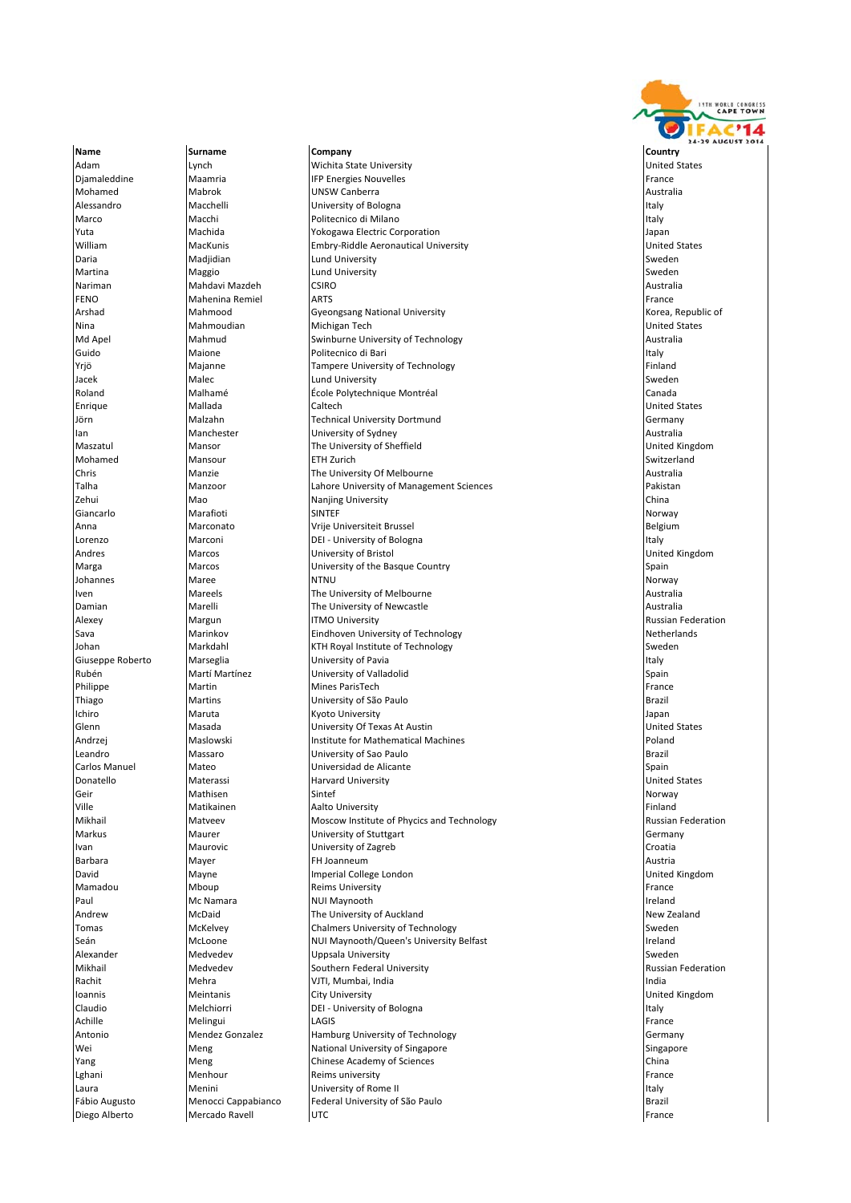| Name | Surname | Company | Country |
|---|---|---|---|
| Adam | Lynch | Wichita State University | United States |
| Djamaleddine | Maamria | IFP Energies Nouvelles | France |
| Mohamed | Mabrok | UNSW Canberra | Australia |
| Alessandro | Macchelli | University of Bologna | Italy |
| Marco | Macchi | Politecnico di Milano | Italy |
| Yuta | Machida | Yokogawa Electric Corporation | Japan |
| William | MacKunis | Embry-Riddle Aeronautical University | United States |
| Daria | Madjidian | Lund University | Sweden |
| Martina | Maggio | Lund University | Sweden |
| Nariman | Mahdavi Mazdeh | CSIRO | Australia |
| FENO | Mahenina Remiel | ARTS | France |
| Arshad | Mahmood | Gyeongsang National University | Korea, Republic of |
| Nina | Mahmoudian | Michigan Tech | United States |
| Md Apel | Mahmud | Swinburne University of Technology | Australia |
| Guido | Maione | Politecnico di Bari | Italy |
| Yrjö | Majanne | Tampere University of Technology | Finland |
| Jacek | Malec | Lund University | Sweden |
| Roland | Malhamé | École Polytechnique Montréal | Canada |
| Enrique | Mallada | Caltech | United States |
| Jörn | Malzahn | Technical University Dortmund | Germany |
| Ian | Manchester | University of Sydney | Australia |
| Maszatul | Mansor | The University of Sheffield | United Kingdom |
| Mohamed | Mansour | ETH Zurich | Switzerland |
| Chris | Manzie | The University Of Melbourne | Australia |
| Talha | Manzoor | Lahore University of Management Sciences | Pakistan |
| Zehui | Mao | Nanjing University | China |
| Giancarlo | Marafioti | SINTEF | Norway |
| Anna | Marconato | Vrije Universiteit Brussel | Belgium |
| Lorenzo | Marconi | DEI - University of Bologna | Italy |
| Andres | Marcos | University of Bristol | United Kingdom |
| Marga | Marcos | University of the Basque Country | Spain |
| Johannes | Maree | NTNU | Norway |
| Iven | Mareels | The University of Melbourne | Australia |
| Damian | Marelli | The University of Newcastle | Australia |
| Alexey | Margun | ITMO University | Russian Federation |
| Sava | Marinkov | Eindhoven University of Technology | Netherlands |
| Johan | Markdahl | KTH Royal Institute of Technology | Sweden |
| Giuseppe Roberto | Marseglia | University of Pavia | Italy |
| Rubén | Martí Martínez | University of Valladolid | Spain |
| Philippe | Martin | Mines ParisTech | France |
| Thiago | Martins | University of São Paulo | Brazil |
| Ichiro | Maruta | Kyoto University | Japan |
| Glenn | Masada | University Of Texas At Austin | United States |
| Andrzej | Maslowski | Institute for Mathematical Machines | Poland |
| Leandro | Massaro | University of Sao Paulo | Brazil |
| Carlos Manuel | Mateo | Universidad de Alicante | Spain |
| Donatello | Materassi | Harvard University | United States |
| Geir | Mathisen | Sintef | Norway |
| Ville | Matikainen | Aalto University | Finland |
| Mikhail | Matveev | Moscow Institute of Phycics and Technology | Russian Federation |
| Markus | Maurer | University of Stuttgart | Germany |
| Ivan | Maurovic | University of Zagreb | Croatia |
| Barbara | Mayer | FH Joanneum | Austria |
| David | Mayne | Imperial College London | United Kingdom |
| Mamadou | Mboup | Reims University | France |
| Paul | Mc Namara | NUI Maynooth | Ireland |
| Andrew | McDaid | The University of Auckland | New Zealand |
| Tomas | McKelvey | Chalmers University of Technology | Sweden |
| Seán | McLoone | NUI Maynooth/Queen's University Belfast | Ireland |
| Alexander | Medvedev | Uppsala University | Sweden |
| Mikhail | Medvedev | Southern Federal University | Russian Federation |
| Rachit | Mehra | VJTI, Mumbai, India | India |
| Ioannis | Meintanis | City University | United Kingdom |
| Claudio | Melchiorri | DEI - University of Bologna | Italy |
| Achille | Melingui | LAGIS | France |
| Antonio | Mendez Gonzalez | Hamburg University of Technology | Germany |
| Wei | Meng | National University of Singapore | Singapore |
| Yang | Meng | Chinese Academy of Sciences | China |
| Lghani | Menhour | Reims university | France |
| Laura | Menini | University of Rome II | Italy |
| Fábio Augusto | Menocci Cappabianco | Federal University of São Paulo | Brazil |
| Diego Alberto | Mercado Ravell | UTC | France |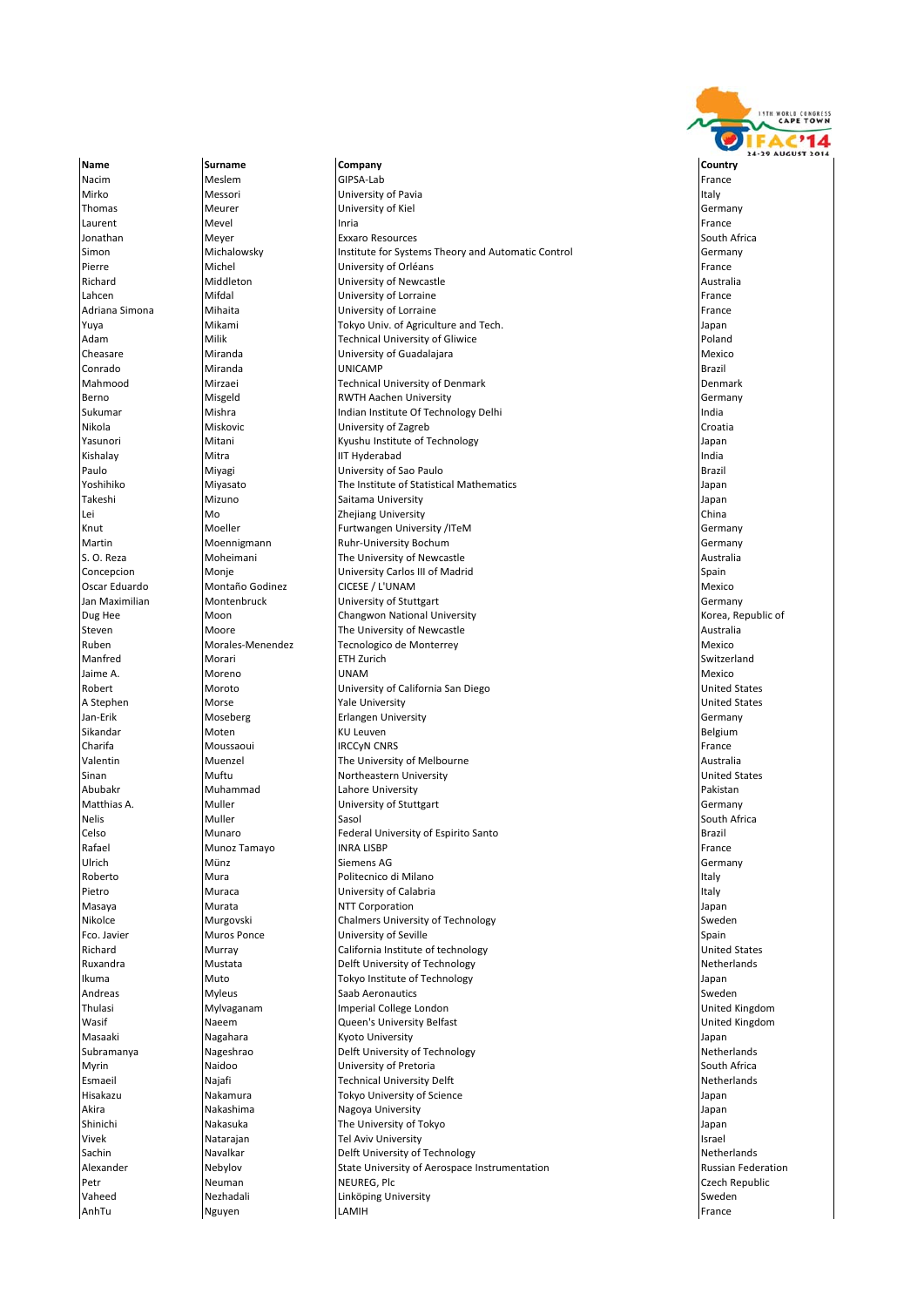| Name | Surname | Company | Country |
|---|---|---|---|
| Nacim | Meslem | GIPSA-Lab | France |
| Mirko | Messori | University of Pavia | Italy |
| Thomas | Meurer | University of Kiel | Germany |
| Laurent | Mevel | Inria | France |
| Jonathan | Meyer | Exxaro Resources | South Africa |
| Simon | Michalowsky | Institute for Systems Theory and Automatic Control | Germany |
| Pierre | Michel | University of Orléans | France |
| Richard | Middleton | University of Newcastle | Australia |
| Lahcen | Mifdal | University of Lorraine | France |
| Adriana Simona | Mihaita | University of Lorraine | France |
| Yuya | Mikami | Tokyo Univ. of Agriculture and Tech. | Japan |
| Adam | Milik | Technical University of Gliwice | Poland |
| Cheasare | Miranda | University of Guadalajara | Mexico |
| Conrado | Miranda | UNICAMP | Brazil |
| Mahmood | Mirzaei | Technical University of Denmark | Denmark |
| Berno | Misgeld | RWTH Aachen University | Germany |
| Sukumar | Mishra | Indian Institute Of Technology Delhi | India |
| Nikola | Miskovic | University of Zagreb | Croatia |
| Yasunori | Mitani | Kyushu Institute of Technology | Japan |
| Kishalay | Mitra | IIT Hyderabad | India |
| Paulo | Miyagi | University of Sao Paulo | Brazil |
| Yoshihiko | Miyasato | The Institute of Statistical Mathematics | Japan |
| Takeshi | Mizuno | Saitama University | Japan |
| Lei | Mo | Zhejiang University | China |
| Knut | Moeller | Furtwangen University /ITeM | Germany |
| Martin | Moennigmann | Ruhr-University Bochum | Germany |
| S. O. Reza | Moheimani | The University of Newcastle | Australia |
| Concepcion | Monje | University Carlos III of Madrid | Spain |
| Oscar Eduardo | Montaño Godinez | CICESE / L'UNAM | Mexico |
| Jan Maximilian | Montenbruck | University of Stuttgart | Germany |
| Dug Hee | Moon | Changwon National University | Korea, Republic of |
| Steven | Moore | The University of Newcastle | Australia |
| Ruben | Morales-Menendez | Tecnologico de Monterrey | Mexico |
| Manfred | Morari | ETH Zurich | Switzerland |
| Jaime A. | Moreno | UNAM | Mexico |
| Robert | Moroto | University of California San Diego | United States |
| A Stephen | Morse | Yale University | United States |
| Jan-Erik | Moseberg | Erlangen University | Germany |
| Sikandar | Moten | KU Leuven | Belgium |
| Charifa | Moussaoui | IRCCyN CNRS | France |
| Valentin | Muenzel | The University of Melbourne | Australia |
| Sinan | Muftu | Northeastern University | United States |
| Abubakr | Muhammad | Lahore University | Pakistan |
| Matthias A. | Muller | University of Stuttgart | Germany |
| Nelis | Muller | Sasol | South Africa |
| Celso | Munaro | Federal University of Espirito Santo | Brazil |
| Rafael | Munoz Tamayo | INRA LISBP | France |
| Ulrich | Münz | Siemens AG | Germany |
| Roberto | Mura | Politecnico di Milano | Italy |
| Pietro | Muraca | University of Calabria | Italy |
| Masaya | Murata | NTT Corporation | Japan |
| Nikolce | Murgovski | Chalmers University of Technology | Sweden |
| Fco. Javier | Muros Ponce | University of Seville | Spain |
| Richard | Murray | California Institute of technology | United States |
| Ruxandra | Mustata | Delft University of Technology | Netherlands |
| Ikuma | Muto | Tokyo Institute of Technology | Japan |
| Andreas | Myleus | Saab Aeronautics | Sweden |
| Thulasi | Mylvaganam | Imperial College London | United Kingdom |
| Wasif | Naeem | Queen's University Belfast | United Kingdom |
| Masaaki | Nagahara | Kyoto University | Japan |
| Subramanya | Nageshrao | Delft University of Technology | Netherlands |
| Myrin | Naidoo | University of Pretoria | South Africa |
| Esmaeil | Najafi | Technical University Delft | Netherlands |
| Hisakazu | Nakamura | Tokyo University of Science | Japan |
| Akira | Nakashima | Nagoya University | Japan |
| Shinichi | Nakasuka | The University of Tokyo | Japan |
| Vivek | Natarajan | Tel Aviv University | Israel |
| Sachin | Navalkar | Delft University of Technology | Netherlands |
| Alexander | Nebylov | State University of Aerospace Instrumentation | Russian Federation |
| Petr | Neuman | NEUREG, Plc | Czech Republic |
| Vaheed | Nezhadali | Linköping University | Sweden |
| AnhTu | Nguyen | LAMIH | France |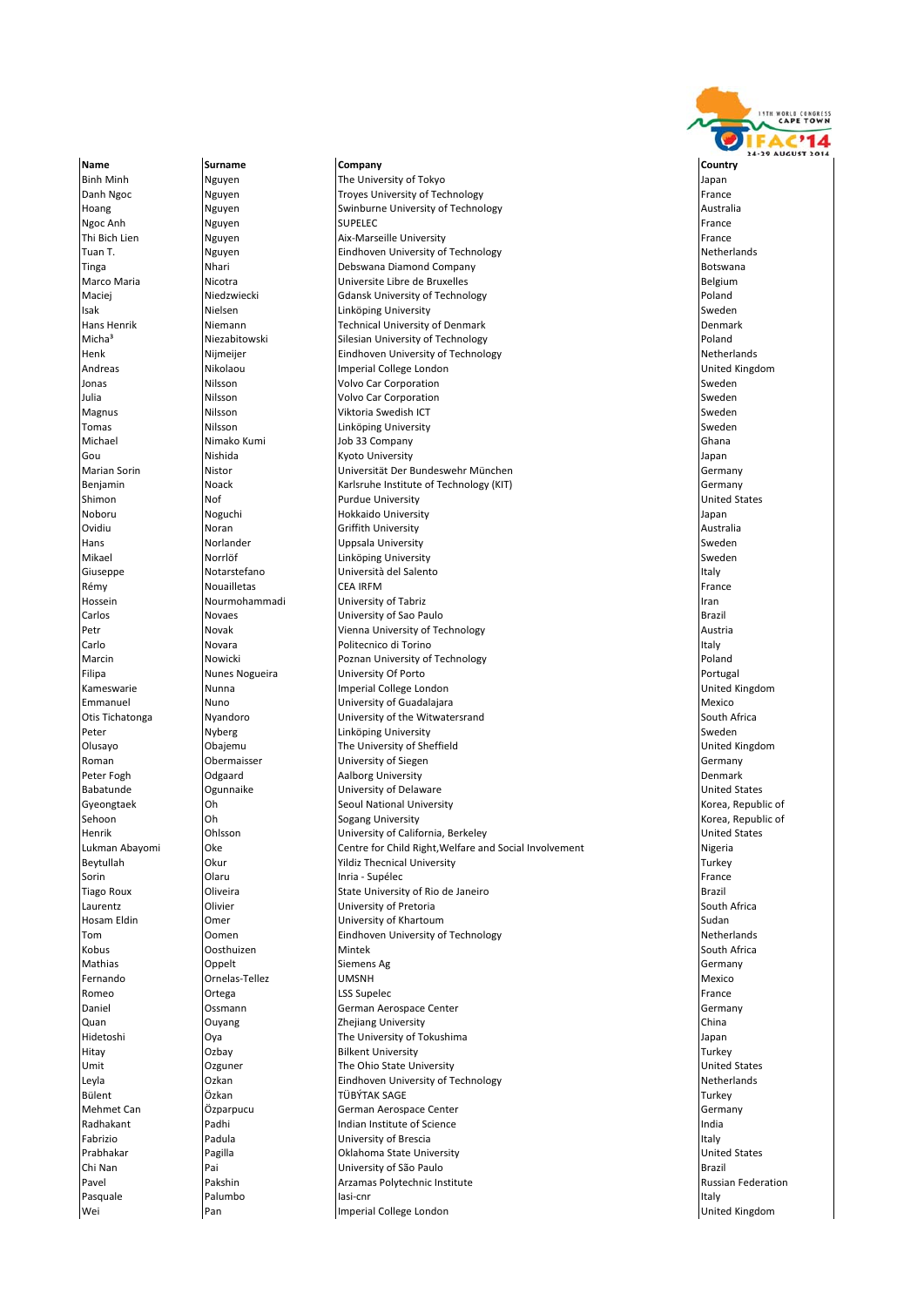| Name | Surname | Company | Country |
|---|---|---|---|
| Binh Minh | Nguyen | The University of Tokyo | Japan |
| Danh Ngoc | Nguyen | Troyes University of Technology | France |
| Hoang | Nguyen | Swinburne University of Technology | Australia |
| Ngoc Anh | Nguyen | SUPELEC | France |
| Thi Bich Lien | Nguyen | Aix-Marseille University | France |
| Tuan T. | Nguyen | Eindhoven University of Technology | Netherlands |
| Tinga | Nhari | Debswana Diamond Company | Botswana |
| Marco Maria | Nicotra | Universite Libre de Bruxelles | Belgium |
| Maciej | Niedzwiecki | Gdansk University of Technology | Poland |
| Isak | Nielsen | Linköping University | Sweden |
| Hans Henrik | Niemann | Technical University of Denmark | Denmark |
| Micha³ | Niezabitowski | Silesian University of Technology | Poland |
| Henk | Nijmeijer | Eindhoven University of Technology | Netherlands |
| Andreas | Nikolaou | Imperial College London | United Kingdom |
| Jonas | Nilsson | Volvo Car Corporation | Sweden |
| Julia | Nilsson | Volvo Car Corporation | Sweden |
| Magnus | Nilsson | Viktoria Swedish ICT | Sweden |
| Tomas | Nilsson | Linköping University | Sweden |
| Michael | Nimako Kumi | Job 33 Company | Ghana |
| Gou | Nishida | Kyoto University | Japan |
| Marian Sorin | Nistor | Universität Der Bundeswehr München | Germany |
| Benjamin | Noack | Karlsruhe Institute of Technology (KIT) | Germany |
| Shimon | Nof | Purdue University | United States |
| Noboru | Noguchi | Hokkaido University | Japan |
| Ovidiu | Noran | Griffith University | Australia |
| Hans | Norlander | Uppsala University | Sweden |
| Mikael | Norrlöf | Linköping University | Sweden |
| Giuseppe | Notarstefano | Università del Salento | Italy |
| Rémy | Nouailletas | CEA IRFM | France |
| Hossein | Nourmohammadi | University of Tabriz | Iran |
| Carlos | Novaes | University of Sao Paulo | Brazil |
| Petr | Novak | Vienna University of Technology | Austria |
| Carlo | Novara | Politecnico di Torino | Italy |
| Marcin | Nowicki | Poznan University of Technology | Poland |
| Filipa | Nunes Nogueira | University Of Porto | Portugal |
| Kameswarie | Nunna | Imperial College London | United Kingdom |
| Emmanuel | Nuno | University of Guadalajara | Mexico |
| Otis Tichatonga | Nyandoro | University of the Witwatersrand | South Africa |
| Peter | Nyberg | Linköping University | Sweden |
| Olusayo | Obajemu | The University of Sheffield | United Kingdom |
| Roman | Obermaisser | University of Siegen | Germany |
| Peter Fogh | Odgaard | Aalborg University | Denmark |
| Babatunde | Ogunnaike | University of Delaware | United States |
| Gyeongtaek | Oh | Seoul National University | Korea, Republic of |
| Sehoon | Oh | Sogang University | Korea, Republic of |
| Henrik | Ohlsson | University of California, Berkeley | United States |
| Lukman Abayomi | Oke | Centre for Child Right,Welfare and Social Involvement | Nigeria |
| Beytullah | Okur | Yildiz Thecnical University | Turkey |
| Sorin | Olaru | Inria - Supélec | France |
| Tiago Roux | Oliveira | State University of Rio de Janeiro | Brazil |
| Laurentz | Olivier | University of Pretoria | South Africa |
| Hosam Eldin | Omer | University of Khartoum | Sudan |
| Tom | Oomen | Eindhoven University of Technology | Netherlands |
| Kobus | Oosthuizen | Mintek | South Africa |
| Mathias | Oppelt | Siemens Ag | Germany |
| Fernando | Ornelas-Tellez | UMSNH | Mexico |
| Romeo | Ortega | LSS Supelec | France |
| Daniel | Ossmann | German Aerospace Center | Germany |
| Quan | Ouyang | Zhejiang University | China |
| Hidetoshi | Oya | The University of Tokushima | Japan |
| Hitay | Ozbay | Bilkent University | Turkey |
| Umit | Ozguner | The Ohio State University | United States |
| Leyla | Ozkan | Eindhoven University of Technology | Netherlands |
| Bülent | Özkan | TÜBÝTAK SAGE | Turkey |
| Mehmet Can | Özparpucu | German Aerospace Center | Germany |
| Radhakant | Padhi | Indian Institute of Science | India |
| Fabrizio | Padula | University of Brescia | Italy |
| Prabhakar | Pagilla | Oklahoma State University | United States |
| Chi Nan | Pai | University of São Paulo | Brazil |
| Pavel | Pakshin | Arzamas Polytechnic Institute | Russian Federation |
| Pasquale | Palumbo | Iasi-cnr | Italy |
| Wei | Pan | Imperial College London | United Kingdom |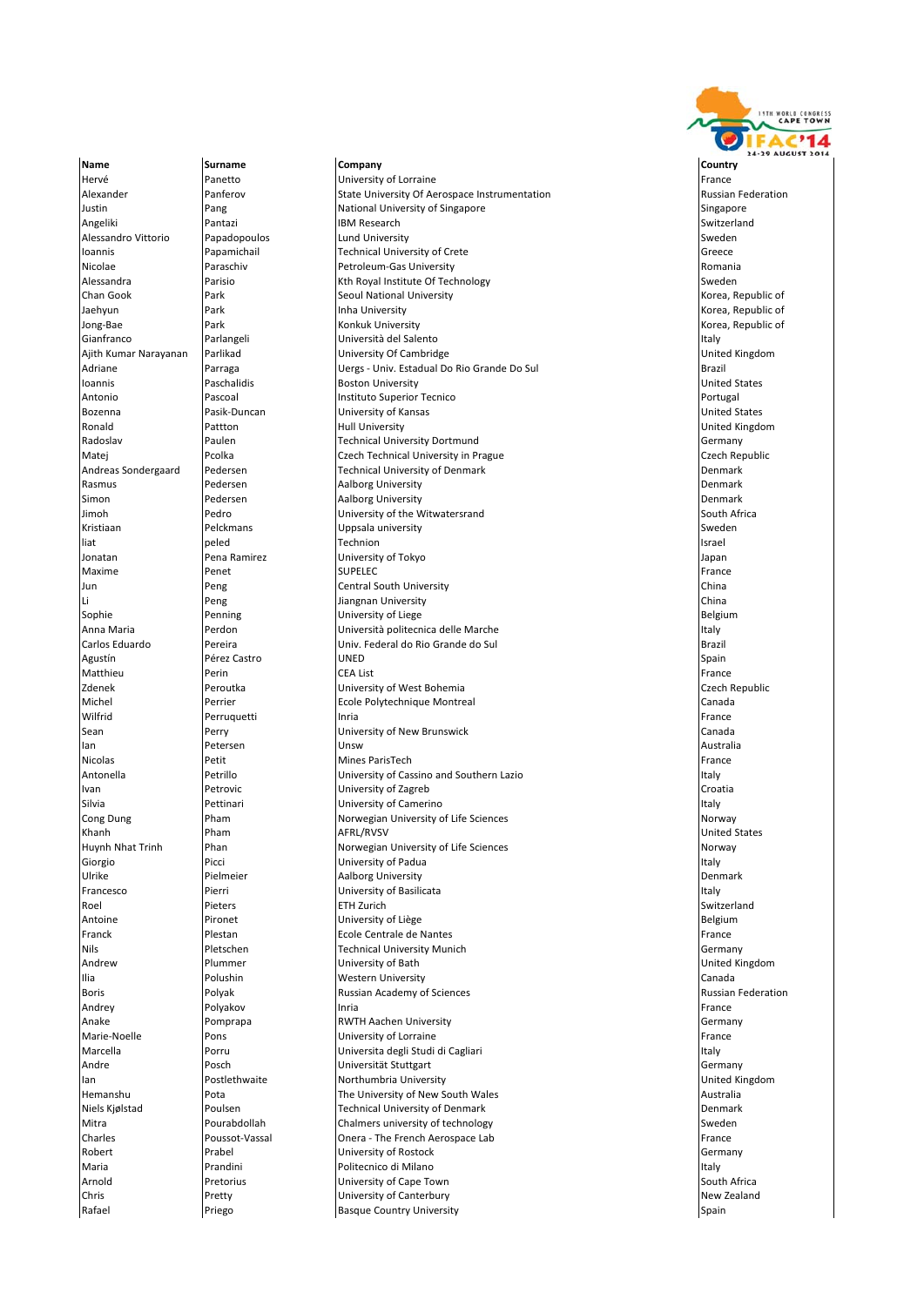| Name | Surname | Company | Country |
|---|---|---|---|
| Hervé | Panetto | University of Lorraine | France |
| Alexander | Panferov | State University Of Aerospace Instrumentation | Russian Federation |
| Justin | Pang | National University of Singapore | Singapore |
| Angeliki | Pantazi | IBM Research | Switzerland |
| Alessandro Vittorio | Papadopoulos | Lund University | Sweden |
| Ioannis | Papamichail | Technical University of Crete | Greece |
| Nicolae | Paraschiv | Petroleum-Gas University | Romania |
| Alessandra | Parisio | Kth Royal Institute Of Technology | Sweden |
| Chan Gook | Park | Seoul National University | Korea, Republic of |
| Jaehyun | Park | Inha University | Korea, Republic of |
| Jong-Bae | Park | Konkuk University | Korea, Republic of |
| Gianfranco | Parlangeli | Università del Salento | Italy |
| Ajith Kumar Narayanan | Parlikad | University Of Cambridge | United Kingdom |
| Adriane | Parraga | Uergs - Univ. Estadual Do Rio Grande Do Sul | Brazil |
| Ioannis | Paschalidis | Boston University | United States |
| Antonio | Pascoal | Instituto Superior Tecnico | Portugal |
| Bozenna | Pasik-Duncan | University of Kansas | United States |
| Ronald | Pattton | Hull University | United Kingdom |
| Radoslav | Paulen | Technical University Dortmund | Germany |
| Matej | Pcolka | Czech Technical University in Prague | Czech Republic |
| Andreas Sondergaard | Pedersen | Technical University of Denmark | Denmark |
| Rasmus | Pedersen | Aalborg University | Denmark |
| Simon | Pedersen | Aalborg University | Denmark |
| Jimoh | Pedro | University of the Witwatersrand | South Africa |
| Kristiaan | Pelckmans | Uppsala university | Sweden |
| liat | peled | Technion | Israel |
| Jonatan | Pena Ramirez | University of Tokyo | Japan |
| Maxime | Penet | SUPELEC | France |
| Jun | Peng | Central South University | China |
| Li | Peng | Jiangnan University | China |
| Sophie | Penning | University of Liege | Belgium |
| Anna Maria | Perdon | Università politecnica delle Marche | Italy |
| Carlos Eduardo | Pereira | Univ. Federal do Rio Grande do Sul | Brazil |
| Agustín | Pérez Castro | UNED | Spain |
| Matthieu | Perin | CEA List | France |
| Zdenek | Peroutka | University of West Bohemia | Czech Republic |
| Michel | Perrier | Ecole Polytechnique Montreal | Canada |
| Wilfrid | Perruquetti | Inria | France |
| Sean | Perry | University of New Brunswick | Canada |
| Ian | Petersen | Unsw | Australia |
| Nicolas | Petit | Mines ParisTech | France |
| Antonella | Petrillo | University of Cassino and Southern Lazio | Italy |
| Ivan | Petrovic | University of Zagreb | Croatia |
| Silvia | Pettinari | University of Camerino | Italy |
| Cong Dung | Pham | Norwegian University of Life Sciences | Norway |
| Khanh | Pham | AFRL/RVSV | United States |
| Huynh Nhat Trinh | Phan | Norwegian University of Life Sciences | Norway |
| Giorgio | Picci | University of Padua | Italy |
| Ulrike | Pielmeier | Aalborg University | Denmark |
| Francesco | Pierri | University of Basilicata | Italy |
| Roel | Pieters | ETH Zurich | Switzerland |
| Antoine | Pironet | University of Liège | Belgium |
| Franck | Plestan | Ecole Centrale de Nantes | France |
| Nils | Pletschen | Technical University Munich | Germany |
| Andrew | Plummer | University of Bath | United Kingdom |
| Ilia | Polushin | Western University | Canada |
| Boris | Polyak | Russian Academy of Sciences | Russian Federation |
| Andrey | Polyakov | Inria | France |
| Anake | Pomprapa | RWTH Aachen University | Germany |
| Marie-Noelle | Pons | University of Lorraine | France |
| Marcella | Porru | Universita degli Studi di Cagliari | Italy |
| Andre | Posch | Universität Stuttgart | Germany |
| Ian | Postlethwaite | Northumbria University | United Kingdom |
| Hemanshu | Pota | The University of New South Wales | Australia |
| Niels Kjølstad | Poulsen | Technical University of Denmark | Denmark |
| Mitra | Pourabdollah | Chalmers university of technology | Sweden |
| Charles | Poussot-Vassal | Onera - The French Aerospace Lab | France |
| Robert | Prabel | University of Rostock | Germany |
| Maria | Prandini | Politecnico di Milano | Italy |
| Arnold | Pretorius | University of Cape Town | South Africa |
| Chris | Pretty | University of Canterbury | New Zealand |
| Rafael | Priego | Basque Country University | Spain |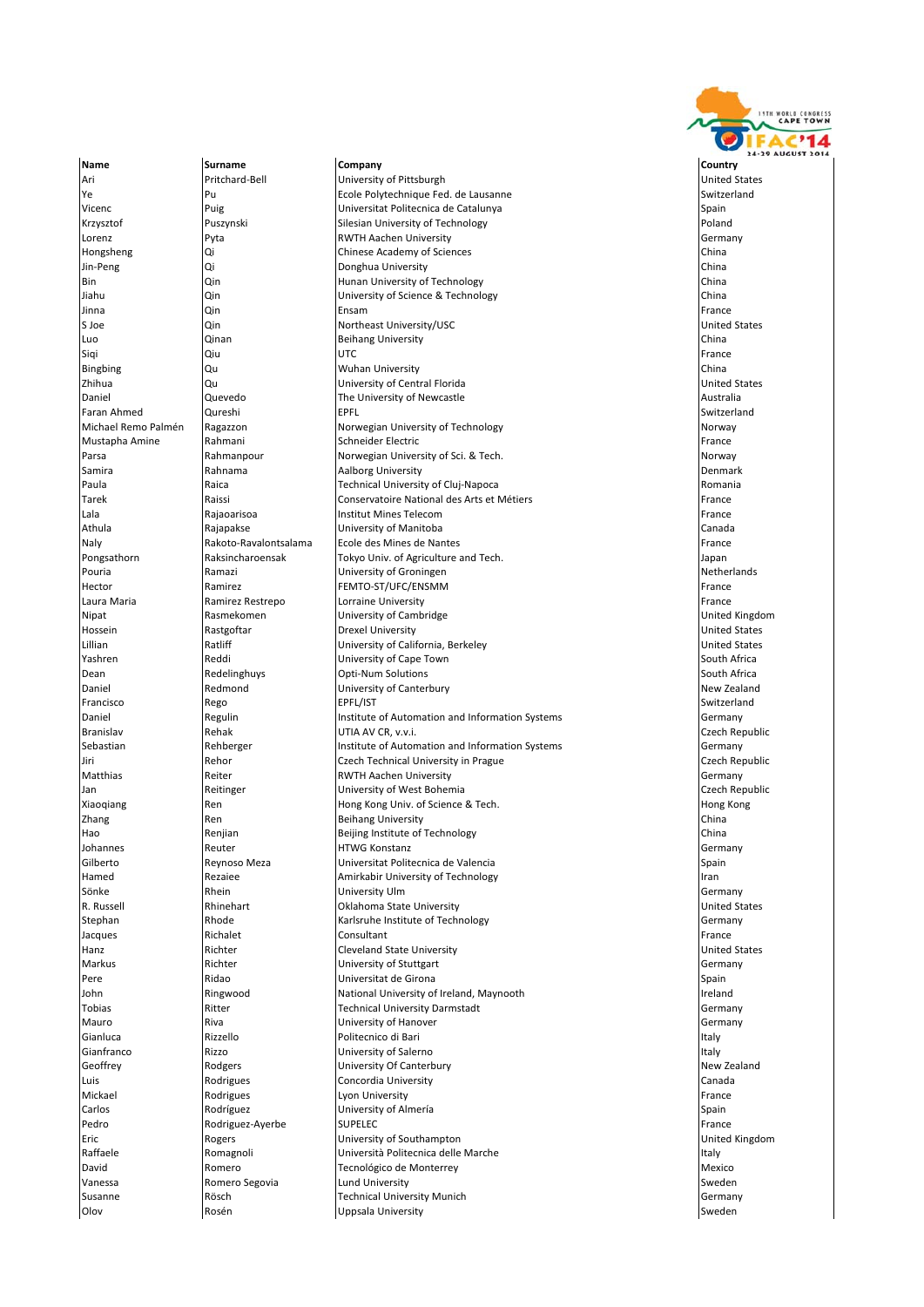| Name | Surname | Company | Country |
|---|---|---|---|
| Ari | Pritchard-Bell | University of Pittsburgh | United States |
| Ye | Pu | Ecole Polytechnique Fed. de Lausanne | Switzerland |
| Vicenc | Puig | Universitat Politecnica de Catalunya | Spain |
| Krzysztof | Puszynski | Silesian University of Technology | Poland |
| Lorenz | Pyta | RWTH Aachen University | Germany |
| Hongsheng | Qi | Chinese Academy of Sciences | China |
| Jin-Peng | Qi | Donghua University | China |
| Bin | Qin | Hunan University of Technology | China |
| Jiahu | Qin | University of Science & Technology | China |
| Jinna | Qin | Ensam | France |
| S Joe | Qin | Northeast University/USC | United States |
| Luo | Qinan | Beihang University | China |
| Siqi | Qiu | UTC | France |
| Bingbing | Qu | Wuhan University | China |
| Zhihua | Qu | University of Central Florida | United States |
| Daniel | Quevedo | The University of Newcastle | Australia |
| Faran Ahmed | Qureshi | EPFL | Switzerland |
| Michael Remo Palmén | Ragazzon | Norwegian University of Technology | Norway |
| Mustapha Amine | Rahmani | Schneider Electric | France |
| Parsa | Rahmanpour | Norwegian University of Sci. & Tech. | Norway |
| Samira | Rahnama | Aalborg University | Denmark |
| Paula | Raica | Technical University of Cluj-Napoca | Romania |
| Tarek | Raissi | Conservatoire National des Arts et Métiers | France |
| Lala | Rajaoarisoa | Institut Mines Telecom | France |
| Athula | Rajapakse | University of Manitoba | Canada |
| Naly | Rakoto-Ravalontsalama | Ecole des Mines de Nantes | France |
| Pongsathorn | Raksincharoensak | Tokyo Univ. of Agriculture and Tech. | Japan |
| Pouria | Ramazi | University of Groningen | Netherlands |
| Hector | Ramirez | FEMTO-ST/UFC/ENSMM | France |
| Laura Maria | Ramirez Restrepo | Lorraine University | France |
| Nipat | Rasmekomen | University of Cambridge | United Kingdom |
| Hossein | Rastgoftar | Drexel University | United States |
| Lillian | Ratliff | University of California, Berkeley | United States |
| Yashren | Reddi | University of Cape Town | South Africa |
| Dean | Redelinghuys | Opti-Num Solutions | South Africa |
| Daniel | Redmond | University of Canterbury | New Zealand |
| Francisco | Rego | EPFL/IST | Switzerland |
| Daniel | Regulin | Institute of Automation and Information Systems | Germany |
| Branislav | Rehak | UTIA AV CR, v.v.i. | Czech Republic |
| Sebastian | Rehberger | Institute of Automation and Information Systems | Germany |
| Jiri | Rehor | Czech Technical University in Prague | Czech Republic |
| Matthias | Reiter | RWTH Aachen University | Germany |
| Jan | Reitinger | University of West Bohemia | Czech Republic |
| Xiaoqiang | Ren | Hong Kong Univ. of Science & Tech. | Hong Kong |
| Zhang | Ren | Beihang University | China |
| Hao | Renjian | Beijing Institute of Technology | China |
| Johannes | Reuter | HTWG Konstanz | Germany |
| Gilberto | Reynoso Meza | Universitat Politecnica de Valencia | Spain |
| Hamed | Rezaiee | Amirkabir University of Technology | Iran |
| Sönke | Rhein | University Ulm | Germany |
| R. Russell | Rhinehart | Oklahoma State University | United States |
| Stephan | Rhode | Karlsruhe Institute of Technology | Germany |
| Jacques | Richalet | Consultant | France |
| Hanz | Richter | Cleveland State University | United States |
| Markus | Richter | University of Stuttgart | Germany |
| Pere | Ridao | Universitat de Girona | Spain |
| John | Ringwood | National University of Ireland, Maynooth | Ireland |
| Tobias | Ritter | Technical University Darmstadt | Germany |
| Mauro | Riva | University of Hanover | Germany |
| Gianluca | Rizzello | Politecnico di Bari | Italy |
| Gianfranco | Rizzo | University of Salerno | Italy |
| Geoffrey | Rodgers | University Of Canterbury | New Zealand |
| Luis | Rodrigues | Concordia University | Canada |
| Mickael | Rodrigues | Lyon University | France |
| Carlos | Rodríguez | University of Almería | Spain |
| Pedro | Rodriguez-Ayerbe | SUPELEC | France |
| Eric | Rogers | University of Southampton | United Kingdom |
| Raffaele | Romagnoli | Università Politecnica delle Marche | Italy |
| David | Romero | Tecnológico de Monterrey | Mexico |
| Vanessa | Romero Segovia | Lund University | Sweden |
| Susanne | Rösch | Technical University Munich | Germany |
| Olov | Rosén | Uppsala University | Sweden |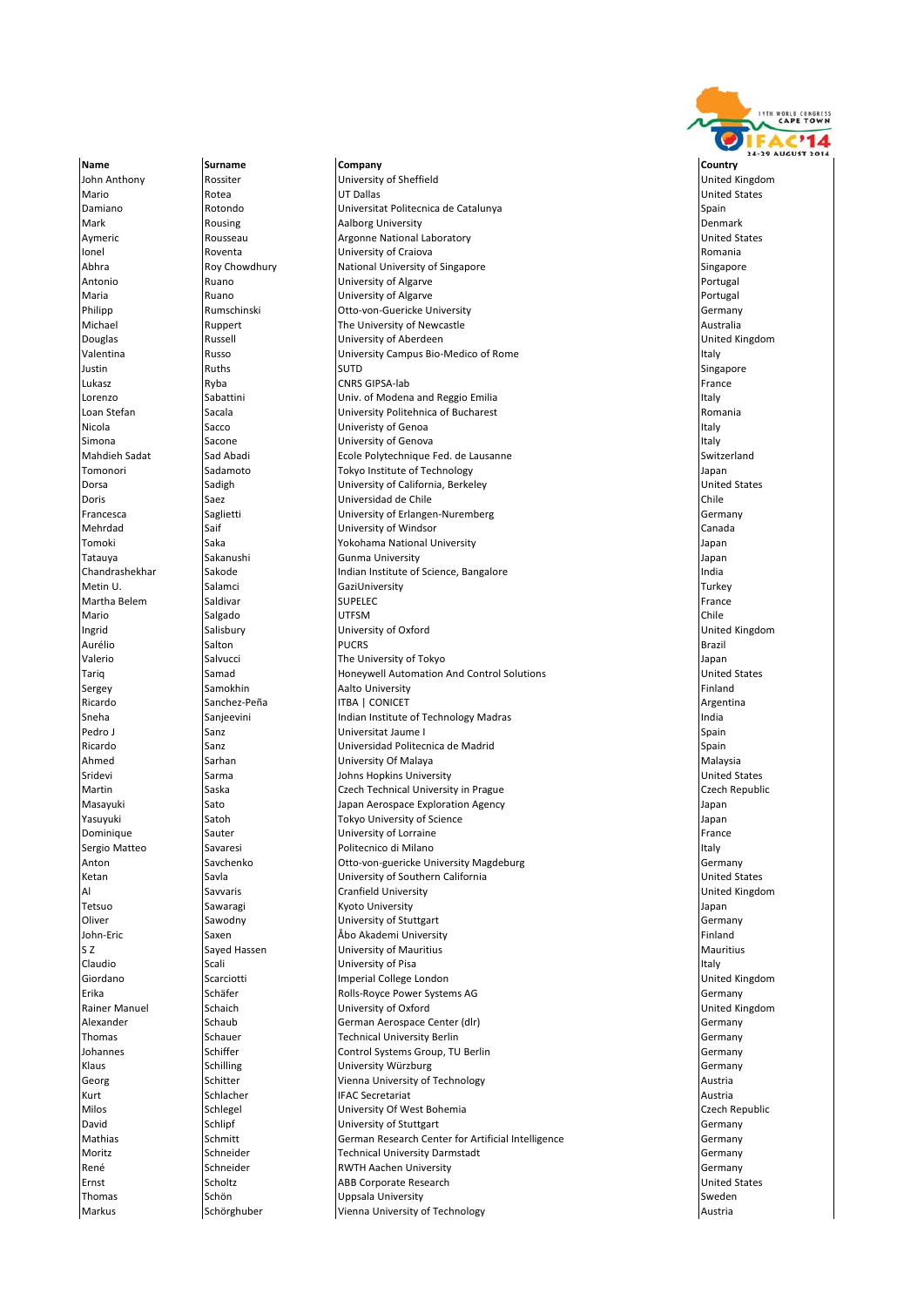| Name | Surname | Company | Country |
|---|---|---|---|
| John Anthony | Rossiter | University of Sheffield | United Kingdom |
| Mario | Rotea | UT Dallas | United States |
| Damiano | Rotondo | Universitat Politecnica de Catalunya | Spain |
| Mark | Rousing | Aalborg University | Denmark |
| Aymeric | Rousseau | Argonne National Laboratory | United States |
| Ionel | Roventa | University of Craiova | Romania |
| Abhra | Roy Chowdhury | National University of Singapore | Singapore |
| Antonio | Ruano | University of Algarve | Portugal |
| Maria | Ruano | University of Algarve | Portugal |
| Philipp | Rumschinski | Otto-von-Guericke University | Germany |
| Michael | Ruppert | The University of Newcastle | Australia |
| Douglas | Russell | University of Aberdeen | United Kingdom |
| Valentina | Russo | University Campus Bio-Medico of Rome | Italy |
| Justin | Ruths | SUTD | Singapore |
| Lukasz | Ryba | CNRS GIPSA-lab | France |
| Lorenzo | Sabattini | Univ. of Modena and Reggio Emilia | Italy |
| Loan Stefan | Sacala | University Politehnica of Bucharest | Romania |
| Nicola | Sacco | Univeristy of Genoa | Italy |
| Simona | Sacone | University of Genova | Italy |
| Mahdieh Sadat | Sad Abadi | Ecole Polytechnique Fed. de Lausanne | Switzerland |
| Tomonori | Sadamoto | Tokyo Institute of Technology | Japan |
| Dorsa | Sadigh | University of California, Berkeley | United States |
| Doris | Saez | Universidad de Chile | Chile |
| Francesca | Saglietti | University of Erlangen-Nuremberg | Germany |
| Mehrdad | Saif | University of Windsor | Canada |
| Tomoki | Saka | Yokohama National University | Japan |
| Tatauya | Sakanushi | Gunma University | Japan |
| Chandrashekhar | Sakode | Indian Institute of Science, Bangalore | India |
| Metin U. | Salamci | GaziUniversity | Turkey |
| Martha Belem | Saldivar | SUPELEC | France |
| Mario | Salgado | UTFSM | Chile |
| Ingrid | Salisbury | University of Oxford | United Kingdom |
| Aurélio | Salton | PUCRS | Brazil |
| Valerio | Salvucci | The University of Tokyo | Japan |
| Tariq | Samad | Honeywell Automation And Control Solutions | United States |
| Sergey | Samokhin | Aalto University | Finland |
| Ricardo | Sanchez-Peña | ITBA \| CONICET | Argentina |
| Sneha | Sanjeevini | Indian Institute of Technology Madras | India |
| Pedro J | Sanz | Universitat Jaume I | Spain |
| Ricardo | Sanz | Universidad Politecnica de Madrid | Spain |
| Ahmed | Sarhan | University Of Malaya | Malaysia |
| Sridevi | Sarma | Johns Hopkins University | United States |
| Martin | Saska | Czech Technical University in Prague | Czech Republic |
| Masayuki | Sato | Japan Aerospace Exploration Agency | Japan |
| Yasuyuki | Satoh | Tokyo University of Science | Japan |
| Dominique | Sauter | University of Lorraine | France |
| Sergio Matteo | Savaresi | Politecnico di Milano | Italy |
| Anton | Savchenko | Otto-von-guericke University Magdeburg | Germany |
| Ketan | Savla | University of Southern California | United States |
| Al | Savvaris | Cranfield University | United Kingdom |
| Tetsuo | Sawaragi | Kyoto University | Japan |
| Oliver | Sawodny | University of Stuttgart | Germany |
| John-Eric | Saxen | Åbo Akademi University | Finland |
| S Z | Sayed Hassen | University of Mauritius | Mauritius |
| Claudio | Scali | University of Pisa | Italy |
| Giordano | Scarciotti | Imperial College London | United Kingdom |
| Erika | Schäfer | Rolls-Royce Power Systems AG | Germany |
| Rainer Manuel | Schaich | University of Oxford | United Kingdom |
| Alexander | Schaub | German Aerospace Center (dlr) | Germany |
| Thomas | Schauer | Technical University Berlin | Germany |
| Johannes | Schiffer | Control Systems Group, TU Berlin | Germany |
| Klaus | Schilling | University Würzburg | Germany |
| Georg | Schitter | Vienna University of Technology | Austria |
| Kurt | Schlacher | IFAC Secretariat | Austria |
| Milos | Schlegel | University Of West Bohemia | Czech Republic |
| David | Schlipf | University of Stuttgart | Germany |
| Mathias | Schmitt | German Research Center for Artificial Intelligence | Germany |
| Moritz | Schneider | Technical University Darmstadt | Germany |
| René | Schneider | RWTH Aachen University | Germany |
| Ernst | Scholtz | ABB Corporate Research | United States |
| Thomas | Schön | Uppsala University | Sweden |
| Markus | Schörghuber | Vienna University of Technology | Austria |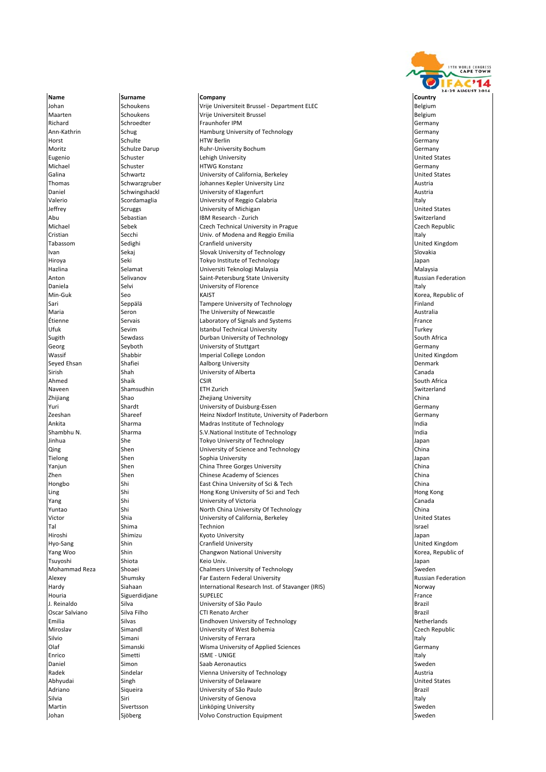| Name | Surname | Company | Country |
|---|---|---|---|
| Johan | Schoukens | Vrije Universiteit Brussel - Department ELEC | Belgium |
| Maarten | Schoukens | Vrije Universiteit Brussel | Belgium |
| Richard | Schroedter | Fraunhofer IPM | Germany |
| Ann-Kathrin | Schug | Hamburg University of Technology | Germany |
| Horst | Schulte | HTW Berlin | Germany |
| Moritz | Schulze Darup | Ruhr-University Bochum | Germany |
| Eugenio | Schuster | Lehigh University | United States |
| Michael | Schuster | HTWG Konstanz | Germany |
| Galina | Schwartz | University of California, Berkeley | United States |
| Thomas | Schwarzgruber | Johannes Kepler University Linz | Austria |
| Daniel | Schwingshackl | University of Klagenfurt | Austria |
| Valerio | Scordamaglia | University of Reggio Calabria | Italy |
| Jeffrey | Scruggs | University of Michigan | United States |
| Abu | Sebastian | IBM Research - Zurich | Switzerland |
| Michael | Sebek | Czech Technical University in Prague | Czech Republic |
| Cristian | Secchi | Univ. of Modena and Reggio Emilia | Italy |
| Tabassom | Sedighi | Cranfield university | United Kingdom |
| Ivan | Sekaj | Slovak University of Technology | Slovakia |
| Hiroya | Seki | Tokyo Institute of Technology | Japan |
| Hazlina | Selamat | Universiti Teknologi Malaysia | Malaysia |
| Anton | Selivanov | Saint-Petersburg State University | Russian Federation |
| Daniela | Selvi | University of Florence | Italy |
| Min-Guk | Seo | KAIST | Korea, Republic of |
| Sari | Seppälä | Tampere University of Technology | Finland |
| Maria | Seron | The University of Newcastle | Australia |
| Étienne | Servais | Laboratory of Signals and Systems | France |
| Ufuk | Sevim | Istanbul Technical University | Turkey |
| Sugith | Sewdass | Durban University of Technology | South Africa |
| Georg | Seyboth | University of Stuttgart | Germany |
| Wassif | Shabbir | Imperial College London | United Kingdom |
| Seyed Ehsan | Shafiei | Aalborg University | Denmark |
| Sirish | Shah | University of Alberta | Canada |
| Ahmed | Shaik | CSIR | South Africa |
| Naveen | Shamsudhin | ETH Zurich | Switzerland |
| Zhijiang | Shao | Zhejiang University | China |
| Yuri | Shardt | University of Duisburg-Essen | Germany |
| Zeeshan | Shareef | Heinz Nixdorf Institute, University of Paderborn | Germany |
| Ankita | Sharma | Madras Institute of Technology | India |
| Shambhu N. | Sharma | S.V.National Institute of Technology | India |
| Jinhua | She | Tokyo University of Technology | Japan |
| Qing | Shen | University of Science and Technology | China |
| Tielong | Shen | Sophia University | Japan |
| Yanjun | Shen | China Three Gorges University | China |
| Zhen | Shen | Chinese Academy of Sciences | China |
| Hongbo | Shi | East China University of Sci & Tech | China |
| Ling | Shi | Hong Kong University of Sci and Tech | Hong Kong |
| Yang | Shi | University of Victoria | Canada |
| Yuntao | Shi | North China University Of Technology | China |
| Victor | Shia | University of California, Berkeley | United States |
| Tal | Shima | Technion | Israel |
| Hiroshi | Shimizu | Kyoto University | Japan |
| Hyo-Sang | Shin | Cranfield University | United Kingdom |
| Yang Woo | Shin | Changwon National University | Korea, Republic of |
| Tsuyoshi | Shiota | Keio Univ. | Japan |
| Mohammad Reza | Shoaei | Chalmers University of Technology | Sweden |
| Alexey | Shumsky | Far Eastern Federal University | Russian Federation |
| Hardy | Siahaan | International Research Inst. of Stavanger (IRIS) | Norway |
| Houria | Siguerdidjane | SUPELEC | France |
| J. Reinaldo | Silva | University of São Paulo | Brazil |
| Oscar Salviano | Silva Filho | CTI Renato Archer | Brazil |
| Emilia | Silvas | Eindhoven University of Technology | Netherlands |
| Miroslav | Simandl | University of West Bohemia | Czech Republic |
| Silvio | Simani | University of Ferrara | Italy |
| Olaf | Simanski | Wisma University of Applied Sciences | Germany |
| Enrico | Simetti | ISME - UNIGE | Italy |
| Daniel | Simon | Saab Aeronautics | Sweden |
| Radek | Sindelar | Vienna University of Technology | Austria |
| Abhyudai | Singh | University of Delaware | United States |
| Adriano | Siqueira | University of São Paulo | Brazil |
| Silvia | Siri | University of Genova | Italy |
| Martin | Sivertsson | Linköping University | Sweden |
| Johan | Sjöberg | Volvo Construction Equipment | Sweden |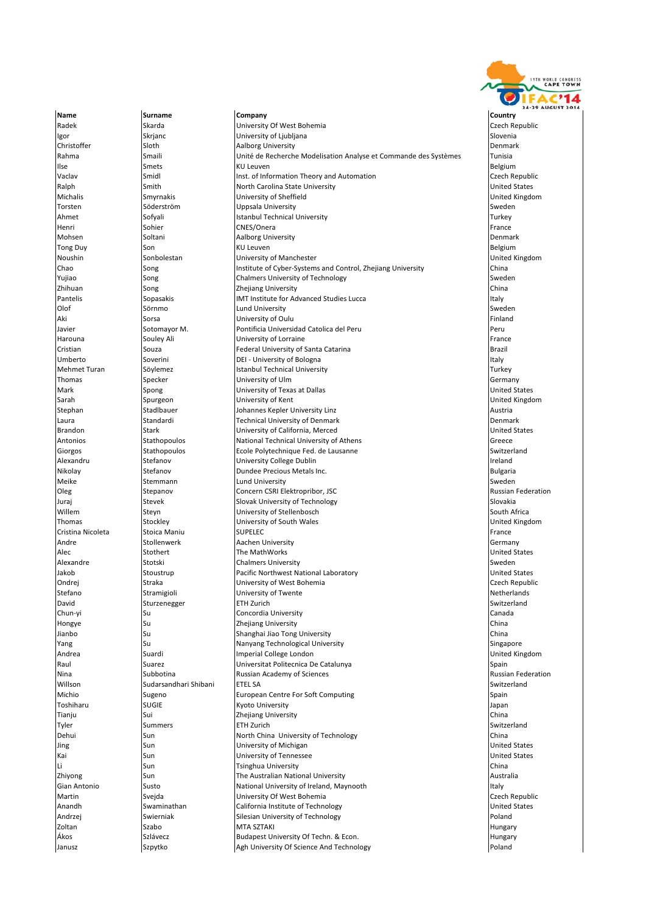| Name | Surname | Company | Country |
|---|---|---|---|
| Radek | Skarda | University Of West Bohemia | Czech Republic |
| Igor | Skrjanc | University of Ljubljana | Slovenia |
| Christoffer | Sloth | Aalborg University | Denmark |
| Rahma | Smaili | Unité de Recherche Modelisation Analyse et Commande des Systèmes | Tunisia |
| Ilse | Smets | KU Leuven | Belgium |
| Vaclav | Smidl | Inst. of Information Theory and Automation | Czech Republic |
| Ralph | Smith | North Carolina State University | United States |
| Michalis | Smyrnakis | University of Sheffield | United Kingdom |
| Torsten | Söderström | Uppsala University | Sweden |
| Ahmet | Sofyali | Istanbul Technical University | Turkey |
| Henri | Sohier | CNES/Onera | France |
| Mohsen | Soltani | Aalborg University | Denmark |
| Tong Duy | Son | KU Leuven | Belgium |
| Noushin | Sonbolestan | University of Manchester | United Kingdom |
| Chao | Song | Institute of Cyber-Systems and Control, Zhejiang University | China |
| Yujiao | Song | Chalmers University of Technology | Sweden |
| Zhihuan | Song | Zhejiang University | China |
| Pantelis | Sopasakis | IMT Institute for Advanced Studies Lucca | Italy |
| Olof | Sörnmo | Lund University | Sweden |
| Aki | Sorsa | University of Oulu | Finland |
| Javier | Sotomayor M. | Pontificia Universidad Catolica del Peru | Peru |
| Harouna | Souley Ali | University of Lorraine | France |
| Cristian | Souza | Federal University of Santa Catarina | Brazil |
| Umberto | Soverini | DEI - University of Bologna | Italy |
| Mehmet Turan | Söylemez | Istanbul Technical University | Turkey |
| Thomas | Specker | University of Ulm | Germany |
| Mark | Spong | University of Texas at Dallas | United States |
| Sarah | Spurgeon | University of Kent | United Kingdom |
| Stephan | Stadlbauer | Johannes Kepler University Linz | Austria |
| Laura | Standardi | Technical University of Denmark | Denmark |
| Brandon | Stark | University of California, Merced | United States |
| Antonios | Stathopoulos | National Technical University of Athens | Greece |
| Giorgos | Stathopoulos | Ecole Polytechnique Fed. de Lausanne | Switzerland |
| Alexandru | Stefanov | University College Dublin | Ireland |
| Nikolay | Stefanov | Dundee Precious Metals Inc. | Bulgaria |
| Meike | Stemmann | Lund University | Sweden |
| Oleg | Stepanov | Concern CSRI Elektropribor, JSC | Russian Federation |
| Juraj | Stevek | Slovak University of Technology | Slovakia |
| Willem | Steyn | University of Stellenbosch | South Africa |
| Thomas | Stockley | University of South Wales | United Kingdom |
| Cristina Nicoleta | Stoica Maniu | SUPELEC | France |
| Andre | Stollenwerk | Aachen University | Germany |
| Alec | Stothert | The MathWorks | United States |
| Alexandre | Stotski | Chalmers University | Sweden |
| Jakob | Stoustrup | Pacific Northwest National Laboratory | United States |
| Ondrej | Straka | University of West Bohemia | Czech Republic |
| Stefano | Stramigioli | University of Twente | Netherlands |
| David | Sturzenegger | ETH Zurich | Switzerland |
| Chun-yi | Su | Concordia University | Canada |
| Hongye | Su | Zhejiang University | China |
| Jianbo | Su | Shanghai Jiao Tong University | China |
| Yang | Su | Nanyang Technological University | Singapore |
| Andrea | Suardi | Imperial College London | United Kingdom |
| Raul | Suarez | Universitat Politecnica De Catalunya | Spain |
| Nina | Subbotina | Russian Academy of Sciences | Russian Federation |
| Willson | Sudarsandhari Shibani | ETEL SA | Switzerland |
| Michio | Sugeno | European Centre For Soft Computing | Spain |
| Toshiharu | SUGIE | Kyoto University | Japan |
| Tianju | Sui | Zhejiang University | China |
| Tyler | Summers | ETH Zurich | Switzerland |
| Dehui | Sun | North China University of Technology | China |
| Jing | Sun | University of Michigan | United States |
| Kai | Sun | University of Tennessee | United States |
| Li | Sun | Tsinghua University | China |
| Zhiyong | Sun | The Australian National University | Australia |
| Gian Antonio | Susto | National University of Ireland, Maynooth | Italy |
| Martin | Svejda | University Of West Bohemia | Czech Republic |
| Anandh | Swaminathan | California Institute of Technology | United States |
| Andrzej | Swierniak | Silesian University of Technology | Poland |
| Zoltan | Szabo | MTA SZTAKI | Hungary |
| Ákos | Szlávecz | Budapest University Of Techn. & Econ. | Hungary |
| Janusz | Szpytko | Agh University Of Science And Technology | Poland |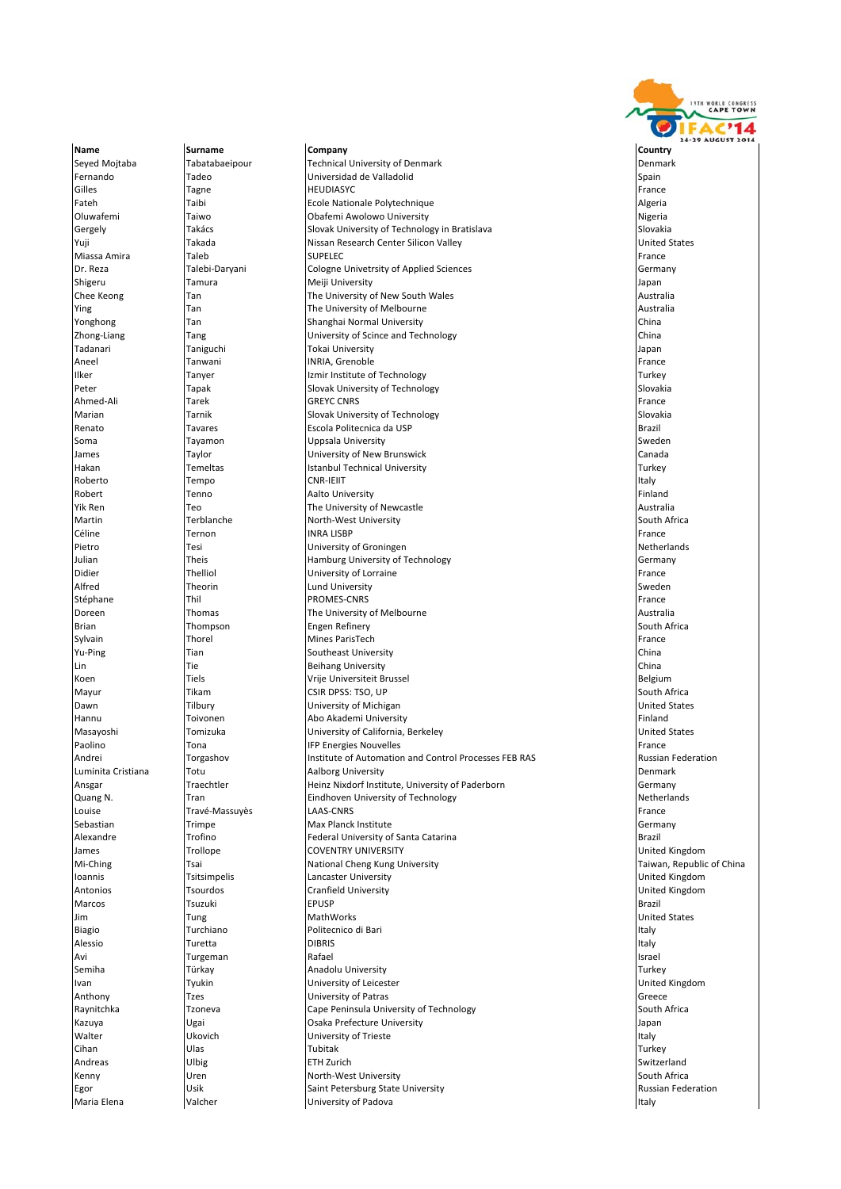| Name | Surname | Company | Country |
| --- | --- | --- | --- |
| Seyed Mojtaba | Tabatabaeipour | Technical University of Denmark | Denmark |
| Fernando | Tadeo | Universidad de Valladolid | Spain |
| Gilles | Tagne | HEUDIASYC | France |
| Fateh | Taibi | Ecole Nationale Polytechnique | Algeria |
| Oluwafemi | Taiwo | Obafemi Awolowo University | Nigeria |
| Gergely | Takács | Slovak University of Technology in Bratislava | Slovakia |
| Yuji | Takada | Nissan Research Center Silicon Valley | United States |
| Miassa Amira | Taleb | SUPELEC | France |
| Dr. Reza | Talebi-Daryani | Cologne Univetrsity of Applied Sciences | Germany |
| Shigeru | Tamura | Meiji University | Japan |
| Chee Keong | Tan | The University of New South Wales | Australia |
| Ying | Tan | The University of Melbourne | Australia |
| Yonghong | Tan | Shanghai Normal University | China |
| Zhong-Liang | Tang | University of Scince and Technology | China |
| Tadanari | Taniguchi | Tokai University | Japan |
| Aneel | Tanwani | INRIA, Grenoble | France |
| Ilker | Tanyer | Izmir Institute of Technology | Turkey |
| Peter | Tapak | Slovak University of Technology | Slovakia |
| Ahmed-Ali | Tarek | GREYC CNRS | France |
| Marian | Tarnik | Slovak University of Technology | Slovakia |
| Renato | Tavares | Escola Politecnica da USP | Brazil |
| Soma | Tayamon | Uppsala University | Sweden |
| James | Taylor | University of New Brunswick | Canada |
| Hakan | Temeltas | Istanbul Technical University | Turkey |
| Roberto | Tempo | CNR-IEIIT | Italy |
| Robert | Tenno | Aalto University | Finland |
| Yik Ren | Teo | The University of Newcastle | Australia |
| Martin | Terblanche | North-West University | South Africa |
| Céline | Ternon | INRA LISBP | France |
| Pietro | Tesi | University of Groningen | Netherlands |
| Julian | Theis | Hamburg University of Technology | Germany |
| Didier | Thelliol | University of Lorraine | France |
| Alfred | Theorin | Lund University | Sweden |
| Stéphane | Thil | PROMES-CNRS | France |
| Doreen | Thomas | The University of Melbourne | Australia |
| Brian | Thompson | Engen Refinery | South Africa |
| Sylvain | Thorel | Mines ParisTech | France |
| Yu-Ping | Tian | Southeast University | China |
| Lin | Tie | Beihang University | China |
| Koen | Tiels | Vrije Universiteit Brussel | Belgium |
| Mayur | Tikam | CSIR DPSS: TSO, UP | South Africa |
| Dawn | Tilbury | University of Michigan | United States |
| Hannu | Toivonen | Abo Akademi University | Finland |
| Masayoshi | Tomizuka | University of California, Berkeley | United States |
| Paolino | Tona | IFP Energies Nouvelles | France |
| Andrei | Torgashov | Institute of Automation and Control Processes FEB RAS | Russian Federation |
| Luminita Cristiana | Totu | Aalborg University | Denmark |
| Ansgar | Traechtler | Heinz Nixdorf Institute, University of Paderborn | Germany |
| Quang N. | Tran | Eindhoven University of Technology | Netherlands |
| Louise | Travé-Massuyès | LAAS-CNRS | France |
| Sebastian | Trimpe | Max Planck Institute | Germany |
| Alexandre | Trofino | Federal University of Santa Catarina | Brazil |
| James | Trollope | COVENTRY UNIVERSITY | United Kingdom |
| Mi-Ching | Tsai | National Cheng Kung University | Taiwan, Republic of China |
| Ioannis | Tsitsimpelis | Lancaster University | United Kingdom |
| Antonios | Tsourdos | Cranfield University | United Kingdom |
| Marcos | Tsuzuki | EPUSP | Brazil |
| Jim | Tung | MathWorks | United States |
| Biagio | Turchiano | Politecnico di Bari | Italy |
| Alessio | Turetta | DIBRIS | Italy |
| Avi | Turgeman | Rafael | Israel |
| Semiha | Türkay | Anadolu University | Turkey |
| Ivan | Tyukin | University of Leicester | United Kingdom |
| Anthony | Tzes | University of Patras | Greece |
| Raynitchka | Tzoneva | Cape Peninsula University of Technology | South Africa |
| Kazuya | Ugai | Osaka Prefecture University | Japan |
| Walter | Ukovich | University of Trieste | Italy |
| Cihan | Ulas | Tubitak | Turkey |
| Andreas | Ulbig | ETH Zurich | Switzerland |
| Kenny | Uren | North-West University | South Africa |
| Egor | Usik | Saint Petersburg State University | Russian Federation |
| Maria Elena | Valcher | University of Padova | Italy |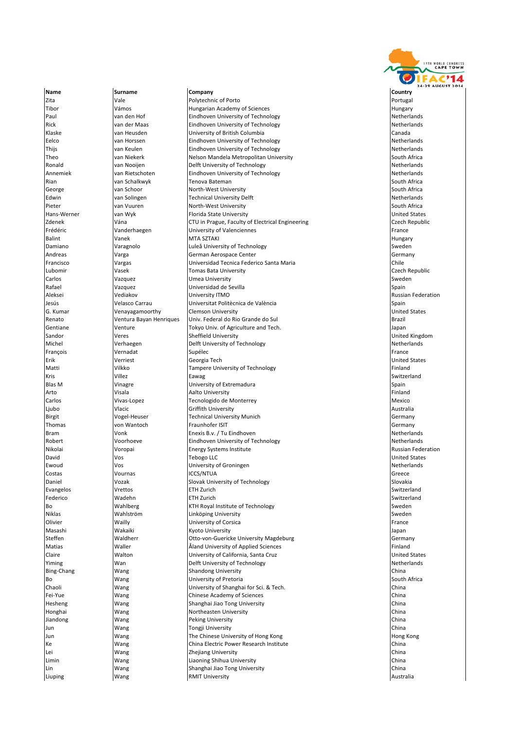| Name | Surname | Company | Country |
| --- | --- | --- | --- |
| Zita | Vale | Polytechnic of Porto | Portugal |
| Tibor | Vámos | Hungarian Academy of Sciences | Hungary |
| Paul | van den Hof | Eindhoven University of Technology | Netherlands |
| Rick | van der Maas | Eindhoven University of Technology | Netherlands |
| Klaske | van Heusden | University of British Columbia | Canada |
| Eelco | van Horssen | Eindhoven University of Technology | Netherlands |
| Thijs | van Keulen | Eindhoven University of Technology | Netherlands |
| Theo | van Niekerk | Nelson Mandela Metropolitan University | South Africa |
| Ronald | van Nooijen | Delft University of Technology | Netherlands |
| Annemiek | van Rietschoten | Eindhoven University of Technology | Netherlands |
| Rian | van Schalkwyk | Tenova Bateman | South Africa |
| George | van Schoor | North-West University | South Africa |
| Edwin | van Solingen | Technical University Delft | Netherlands |
| Pieter | van Vuuren | North-West University | South Africa |
| Hans-Werner | van Wyk | Florida State University | United States |
| Zdenek | Vána | CTU in Prague, Faculty of Electrical Engineering | Czech Republic |
| Frédéric | Vanderhaegen | University of Valenciennes | France |
| Balint | Vanek | MTA SZTAKI | Hungary |
| Damiano | Varagnolo | Luleå University of Technology | Sweden |
| Andreas | Varga | German Aerospace Center | Germany |
| Francisco | Vargas | Universidad Tecnica Federico Santa Maria | Chile |
| Lubomir | Vasek | Tomas Bata University | Czech Republic |
| Carlos | Vazquez | Umea University | Sweden |
| Rafael | Vazquez | Universidad de Sevilla | Spain |
| Aleksei | Vediakov | University ITMO | Russian Federation |
| Jesús | Velasco Carrau | Universitat Politècnica de València | Spain |
| G. Kumar | Venayagamoorthy | Clemson University | United States |
| Renato | Ventura Bayan Henriques | Univ. Federal do Rio Grande do Sul | Brazil |
| Gentiane | Venture | Tokyo Univ. of Agriculture and Tech. | Japan |
| Sandor | Veres | Sheffield University | United Kingdom |
| Michel | Verhaegen | Delft University of Technology | Netherlands |
| François | Vernadat | Supélec | France |
| Erik | Verriest | Georgia Tech | United States |
| Matti | Vilkko | Tampere University of Technology | Finland |
| Kris | Villez | Eawag | Switzerland |
| Blas M | Vinagre | University of Extremadura | Spain |
| Arto | Visala | Aalto University | Finland |
| Carlos | Vivas-Lopez | Tecnologido de Monterrey | Mexico |
| Ljubo | Vlacic | Griffith University | Australia |
| Birgit | Vogel-Heuser | Technical University Munich | Germany |
| Thomas | von Wantoch | Fraunhofer ISIT | Germany |
| Bram | Vonk | Enexis B.v. / Tu Eindhoven | Netherlands |
| Robert | Voorhoeve | Eindhoven University of Technology | Netherlands |
| Nikolai | Voropai | Energy Systems Institute | Russian Federation |
| David | Vos | Tebogo LLC | United States |
| Ewoud | Vos | University of Groningen | Netherlands |
| Costas | Vournas | ICCS/NTUA | Greece |
| Daniel | Vozak | Slovak University of Technology | Slovakia |
| Evangelos | Vrettos | ETH Zurich | Switzerland |
| Federico | Wadehn | ETH Zurich | Switzerland |
| Bo | Wahlberg | KTH Royal Institute of Technology | Sweden |
| Niklas | Wahlström | Linköping University | Sweden |
| Olivier | Wailly | University of Corsica | France |
| Masashi | Wakaiki | Kyoto University | Japan |
| Steffen | Waldherr | Otto-von-Guericke University Magdeburg | Germany |
| Matias | Waller | Åland University of Applied Sciences | Finland |
| Claire | Walton | University of California, Santa Cruz | United States |
| Yiming | Wan | Delft University of Technology | Netherlands |
| Bing-Chang | Wang | Shandong University | China |
| Bo | Wang | University of Pretoria | South Africa |
| Chaoli | Wang | University of Shanghai for Sci. & Tech. | China |
| Fei-Yue | Wang | Chinese Academy of Sciences | China |
| Hesheng | Wang | Shanghai Jiao Tong University | China |
| Honghai | Wang | Northeasten University | China |
| Jiandong | Wang | Peking University | China |
| Jun | Wang | Tongji University | China |
| Jun | Wang | The Chinese University of Hong Kong | Hong Kong |
| Ke | Wang | China Electric Power Research Institute | China |
| Lei | Wang | Zhejiang University | China |
| Limin | Wang | Liaoning Shihua University | China |
| Lin | Wang | Shanghai Jiao Tong University | China |
| Liuping | Wang | RMIT University | Australia |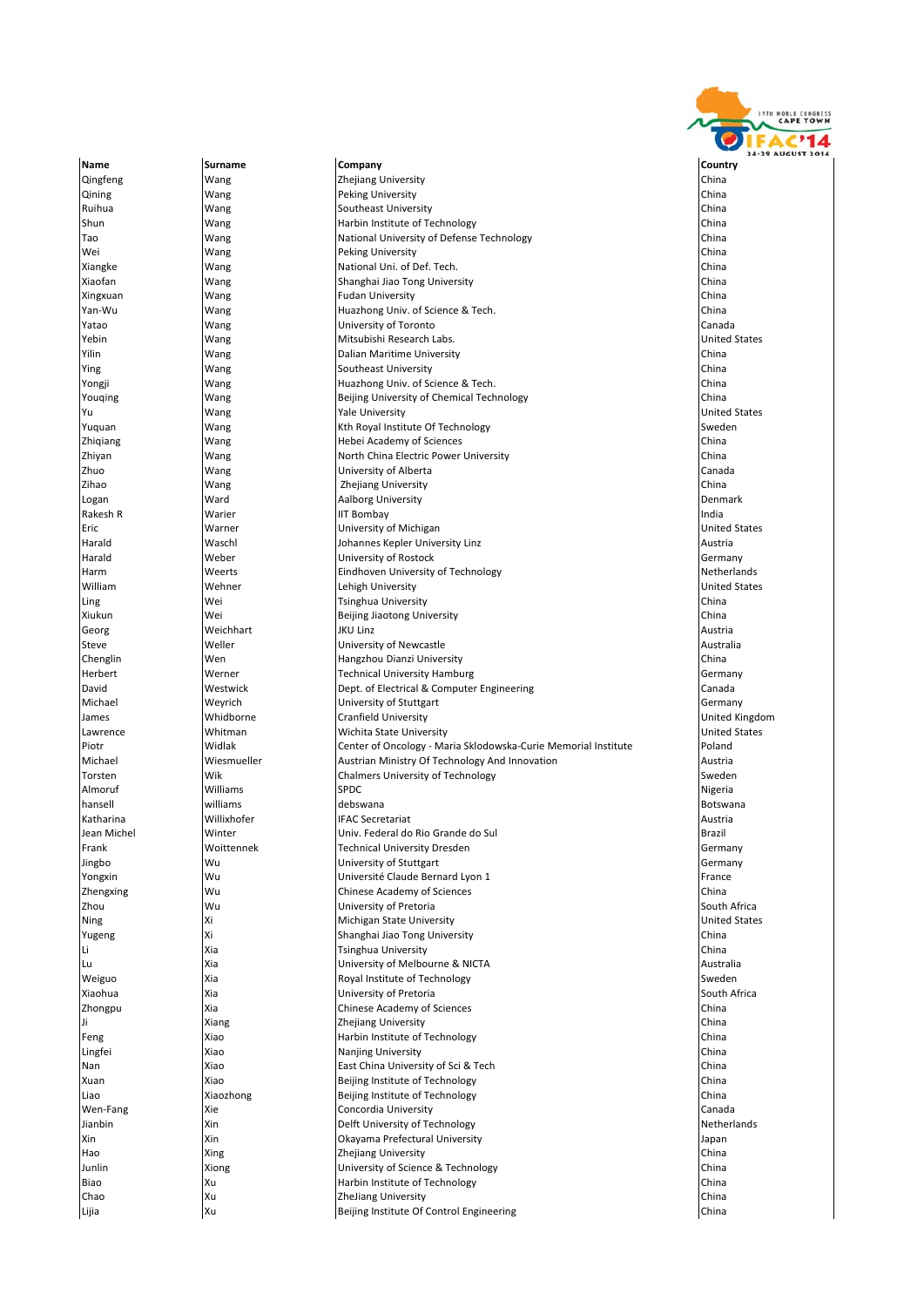| Name | Surname | Company | Country |
|---|---|---|---|
| Qingfeng | Wang | Zhejiang University | China |
| Qining | Wang | Peking University | China |
| Ruihua | Wang | Southeast University | China |
| Shun | Wang | Harbin Institute of Technology | China |
| Tao | Wang | National University of Defense Technology | China |
| Wei | Wang | Peking University | China |
| Xiangke | Wang | National Uni. of Def. Tech. | China |
| Xiaofan | Wang | Shanghai Jiao Tong University | China |
| Xingxuan | Wang | Fudan University | China |
| Yan-Wu | Wang | Huazhong Univ. of Science & Tech. | China |
| Yatao | Wang | University of Toronto | Canada |
| Yebin | Wang | Mitsubishi Research Labs. | United States |
| Yilin | Wang | Dalian Maritime University | China |
| Ying | Wang | Southeast University | China |
| Yongji | Wang | Huazhong Univ. of Science & Tech. | China |
| Youqing | Wang | Beijing University of Chemical Technology | China |
| Yu | Wang | Yale University | United States |
| Yuquan | Wang | Kth Royal Institute Of Technology | Sweden |
| Zhiqiang | Wang | Hebei Academy of Sciences | China |
| Zhiyan | Wang | North China Electric Power University | China |
| Zhuo | Wang | University of Alberta | Canada |
| Zihao | Wang | Zhejiang University | China |
| Logan | Ward | Aalborg University | Denmark |
| Rakesh R | Warier | IIT Bombay | India |
| Eric | Warner | University of Michigan | United States |
| Harald | Waschl | Johannes Kepler University Linz | Austria |
| Harald | Weber | University of Rostock | Germany |
| Harm | Weerts | Eindhoven University of Technology | Netherlands |
| William | Wehner | Lehigh University | United States |
| Ling | Wei | Tsinghua University | China |
| Xiukun | Wei | Beijing Jiaotong University | China |
| Georg | Weichhart | JKU Linz | Austria |
| Steve | Weller | University of Newcastle | Australia |
| Chenglin | Wen | Hangzhou Dianzi University | China |
| Herbert | Werner | Technical University Hamburg | Germany |
| David | Westwick | Dept. of Electrical & Computer Engineering | Canada |
| Michael | Weyrich | University of Stuttgart | Germany |
| James | Whidborne | Cranfield University | United Kingdom |
| Lawrence | Whitman | Wichita State University | United States |
| Piotr | Widlak | Center of Oncology - Maria Sklodowska-Curie Memorial Institute | Poland |
| Michael | Wiesmueller | Austrian Ministry Of Technology And Innovation | Austria |
| Torsten | Wik | Chalmers University of Technology | Sweden |
| Almoruf | Williams | SPDC | Nigeria |
| hansell | williams | debswana | Botswana |
| Katharina | Willixhofer | IFAC Secretariat | Austria |
| Jean Michel | Winter | Univ. Federal do Rio Grande do Sul | Brazil |
| Frank | Woittennek | Technical University Dresden | Germany |
| Jingbo | Wu | University of Stuttgart | Germany |
| Yongxin | Wu | Université Claude Bernard Lyon 1 | France |
| Zhengxing | Wu | Chinese Academy of Sciences | China |
| Zhou | Wu | University of Pretoria | South Africa |
| Ning | Xi | Michigan State University | United States |
| Yugeng | Xi | Shanghai Jiao Tong University | China |
| Li | Xia | Tsinghua University | China |
| Lu | Xia | University of Melbourne & NICTA | Australia |
| Weiguo | Xia | Royal Institute of Technology | Sweden |
| Xiaohua | Xia | University of Pretoria | South Africa |
| Zhongpu | Xia | Chinese Academy of Sciences | China |
| Ji | Xiang | Zhejiang University | China |
| Feng | Xiao | Harbin Institute of Technology | China |
| Lingfei | Xiao | Nanjing University | China |
| Nan | Xiao | East China University of Sci & Tech | China |
| Xuan | Xiao | Beijing Institute of Technology | China |
| Liao | Xiaozhong | Beijing Institute of Technology | China |
| Wen-Fang | Xie | Concordia University | Canada |
| Jianbin | Xin | Delft University of Technology | Netherlands |
| Xin | Xin | Okayama Prefectural University | Japan |
| Hao | Xing | Zhejiang University | China |
| Junlin | Xiong | University of Science & Technology | China |
| Biao | Xu | Harbin Institute of Technology | China |
| Chao | Xu | ZheJiang University | China |
| Lijia | Xu | Beijing Institute Of Control Engineering | China |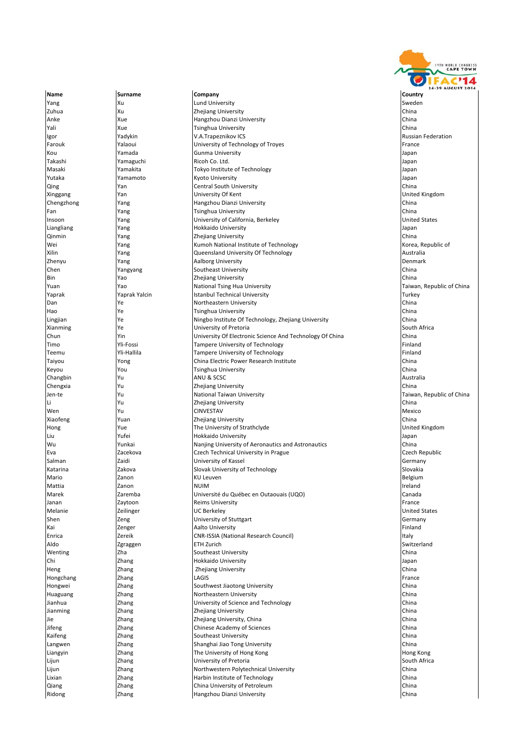| Name | Surname | Company | Country |
|---|---|---|---|
| Yang | Xu | Lund University | Sweden |
| Zuhua | Xu | Zhejiang University | China |
| Anke | Xue | Hangzhou Dianzi University | China |
| Yali | Xue | Tsinghua University | China |
| Igor | Yadykin | V.A.Trapeznikov ICS | Russian Federation |
| Farouk | Yalaoui | University of Technology of Troyes | France |
| Kou | Yamada | Gunma University | Japan |
| Takashi | Yamaguchi | Ricoh Co. Ltd. | Japan |
| Masaki | Yamakita | Tokyo Institute of Technology | Japan |
| Yutaka | Yamamoto | Kyoto University | Japan |
| Qing | Yan | Central South University | China |
| Xinggang | Yan | University Of Kent | United Kingdom |
| Chengzhong | Yang | Hangzhou Dianzi University | China |
| Fan | Yang | Tsinghua University | China |
| Insoon | Yang | University of California, Berkeley | United States |
| Liangliang | Yang | Hokkaido University | Japan |
| Qinmin | Yang | Zhejiang University | China |
| Wei | Yang | Kumoh National Institute of Technology | Korea, Republic of |
| Xilin | Yang | Queensland University Of Technology | Australia |
| Zhenyu | Yang | Aalborg University | Denmark |
| Chen | Yangyang | Southeast University | China |
| Bin | Yao | Zhejiang University | China |
| Yuan | Yao | National Tsing Hua University | Taiwan, Republic of China |
| Yaprak | Yaprak Yalcin | Istanbul Technical University | Turkey |
| Dan | Ye | Northeastern University | China |
| Hao | Ye | Tsinghua University | China |
| Lingjian | Ye | Ningbo Institute Of Technology, Zhejiang University | China |
| Xianming | Ye | University of Pretoria | South Africa |
| Chun | Yin | University Of Electronic Science And Technology Of China | China |
| Timo | Yli-Fossi | Tampere University of Technology | Finland |
| Teemu | Yli-Hallila | Tampere University of Technology | Finland |
| Taiyou | Yong | China Electric Power Research Institute | China |
| Keyou | You | Tsinghua University | China |
| Changbin | Yu | ANU & SCSC | Australia |
| Chengxia | Yu | Zhejiang University | China |
| Jen-te | Yu | National Taiwan University | Taiwan, Republic of China |
| Li | Yu | Zhejiang University | China |
| Wen | Yu | CINVESTAV | Mexico |
| Xiaofeng | Yuan | Zhejiang University | China |
| Hong | Yue | The University of Strathclyde | United Kingdom |
| Liu | Yufei | Hokkaido University | Japan |
| Wu | Yunkai | Nanjing University of Aeronautics and Astronautics | China |
| Eva | Zacekova | Czech Technical University in Prague | Czech Republic |
| Salman | Zaidi | University of Kassel | Germany |
| Katarina | Zakova | Slovak University of Technology | Slovakia |
| Mario | Zanon | KU Leuven | Belgium |
| Mattia | Zanon | NUIM | Ireland |
| Marek | Zaremba | Université du Québec en Outaouais (UQO) | Canada |
| Janan | Zaytoon | Reims University | France |
| Melanie | Zeilinger | UC Berkeley | United States |
| Shen | Zeng | University of Stuttgart | Germany |
| Kai | Zenger | Aalto University | Finland |
| Enrica | Zereik | CNR-ISSIA (National Research Council) | Italy |
| Aldo | Zgraggen | ETH Zurich | Switzerland |
| Wenting | Zha | Southeast University | China |
| Chi | Zhang | Hokkaido University | Japan |
| Heng | Zhang | Zhejiang University | China |
| Hongchang | Zhang | LAGIS | France |
| Hongwei | Zhang | Southwest Jiaotong University | China |
| Huaguang | Zhang | Northeastern University | China |
| Jianhua | Zhang | University of Science and Technology | China |
| Jianming | Zhang | Zhejiang University | China |
| Jie | Zhang | Zhejiang University, China | China |
| Jifeng | Zhang | Chinese Academy of Sciences | China |
| Kaifeng | Zhang | Southeast University | China |
| Langwen | Zhang | Shanghai Jiao Tong University | China |
| Liangyin | Zhang | The University of Hong Kong | Hong Kong |
| Lijun | Zhang | University of Pretoria | South Africa |
| Lijun | Zhang | Northwestern Polytechnical University | China |
| Lixian | Zhang | Harbin Institute of Technology | China |
| Qiang | Zhang | China University of Petroleum | China |
| Ridong | Zhang | Hangzhou Dianzi University | China |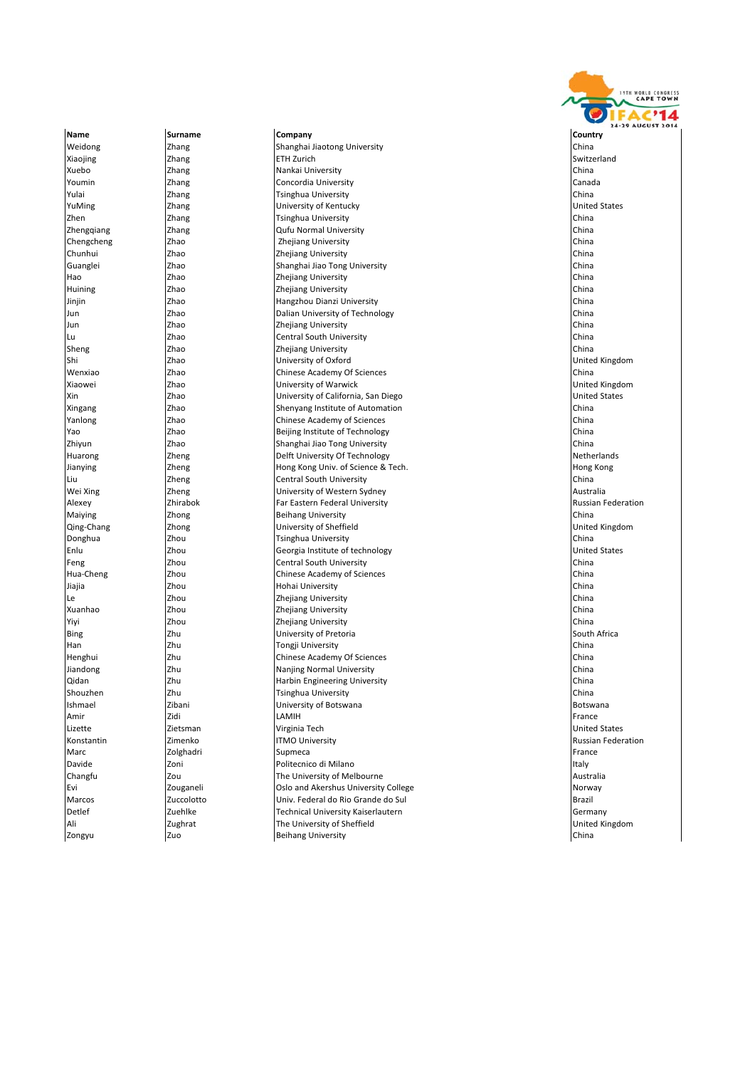| Name | Surname | Company | Country |
|---|---|---|---|
| Weidong | Zhang | Shanghai Jiaotong University | China |
| Xiaojing | Zhang | ETH Zurich | Switzerland |
| Xuebo | Zhang | Nankai University | China |
| Youmin | Zhang | Concordia University | Canada |
| Yulai | Zhang | Tsinghua University | China |
| YuMing | Zhang | University of Kentucky | United States |
| Zhen | Zhang | Tsinghua University | China |
| Zhengqiang | Zhang | Qufu Normal University | China |
| Chengcheng | Zhao | Zhejiang University | China |
| Chunhui | Zhao | Zhejiang University | China |
| Guanglei | Zhao | Shanghai Jiao Tong University | China |
| Hao | Zhao | Zhejiang University | China |
| Huining | Zhao | Zhejiang University | China |
| Jinjin | Zhao | Hangzhou Dianzi University | China |
| Jun | Zhao | Dalian University of Technology | China |
| Jun | Zhao | Zhejiang University | China |
| Lu | Zhao | Central South University | China |
| Sheng | Zhao | Zhejiang University | China |
| Shi | Zhao | University of Oxford | United Kingdom |
| Wenxiao | Zhao | Chinese Academy Of Sciences | China |
| Xiaowei | Zhao | University of Warwick | United Kingdom |
| Xin | Zhao | University of California, San Diego | United States |
| Xingang | Zhao | Shenyang Institute of Automation | China |
| Yanlong | Zhao | Chinese Academy of Sciences | China |
| Yao | Zhao | Beijing Institute of Technology | China |
| Zhiyun | Zhao | Shanghai Jiao Tong University | China |
| Huarong | Zheng | Delft University Of Technology | Netherlands |
| Jianying | Zheng | Hong Kong Univ. of Science & Tech. | Hong Kong |
| Liu | Zheng | Central South University | China |
| Wei Xing | Zheng | University of Western Sydney | Australia |
| Alexey | Zhirabok | Far Eastern Federal University | Russian Federation |
| Maiying | Zhong | Beihang University | China |
| Qing-Chang | Zhong | University of Sheffield | United Kingdom |
| Donghua | Zhou | Tsinghua University | China |
| Enlu | Zhou | Georgia Institute of technology | United States |
| Feng | Zhou | Central South University | China |
| Hua-Cheng | Zhou | Chinese Academy of Sciences | China |
| Jiajia | Zhou | Hohai University | China |
| Le | Zhou | Zhejiang University | China |
| Xuanhao | Zhou | Zhejiang University | China |
| Yiyi | Zhou | Zhejiang University | China |
| Bing | Zhu | University of Pretoria | South Africa |
| Han | Zhu | Tongji University | China |
| Henghui | Zhu | Chinese Academy Of Sciences | China |
| Jiandong | Zhu | Nanjing Normal University | China |
| Qidan | Zhu | Harbin Engineering University | China |
| Shouzhen | Zhu | Tsinghua University | China |
| Ishmael | Zibani | University of Botswana | Botswana |
| Amir | Zidi | LAMIH | France |
| Lizette | Zietsman | Virginia Tech | United States |
| Konstantin | Zimenko | ITMO University | Russian Federation |
| Marc | Zolghadri | Supmeca | France |
| Davide | Zoni | Politecnico di Milano | Italy |
| Changfu | Zou | The University of Melbourne | Australia |
| Evi | Zouganeli | Oslo and Akershus University College | Norway |
| Marcos | Zuccolotto | Univ. Federal do Rio Grande do Sul | Brazil |
| Detlef | Zuehlke | Technical University Kaiserlautern | Germany |
| Ali | Zughrat | The University of Sheffield | United Kingdom |
| Zongyu | Zuo | Beihang University | China |